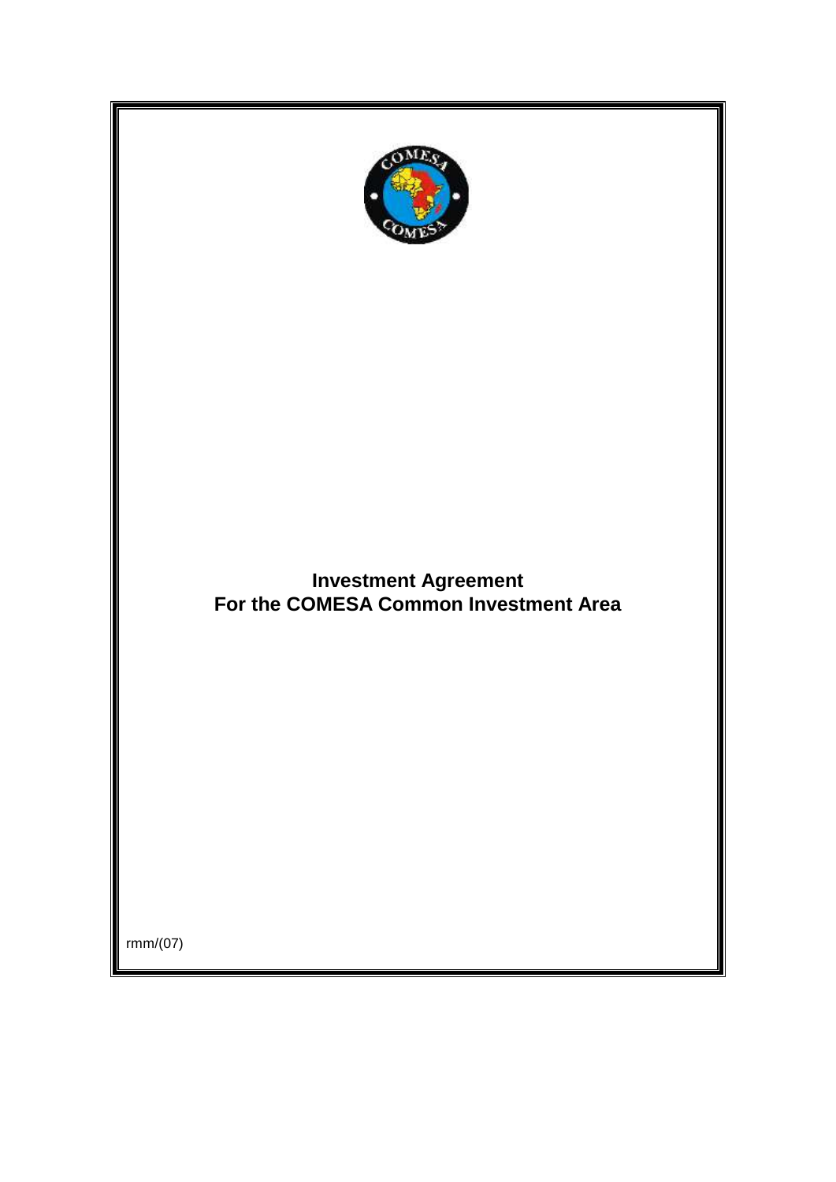# Investment Agreement For the COMESA Common Investment Area

rmm/(07)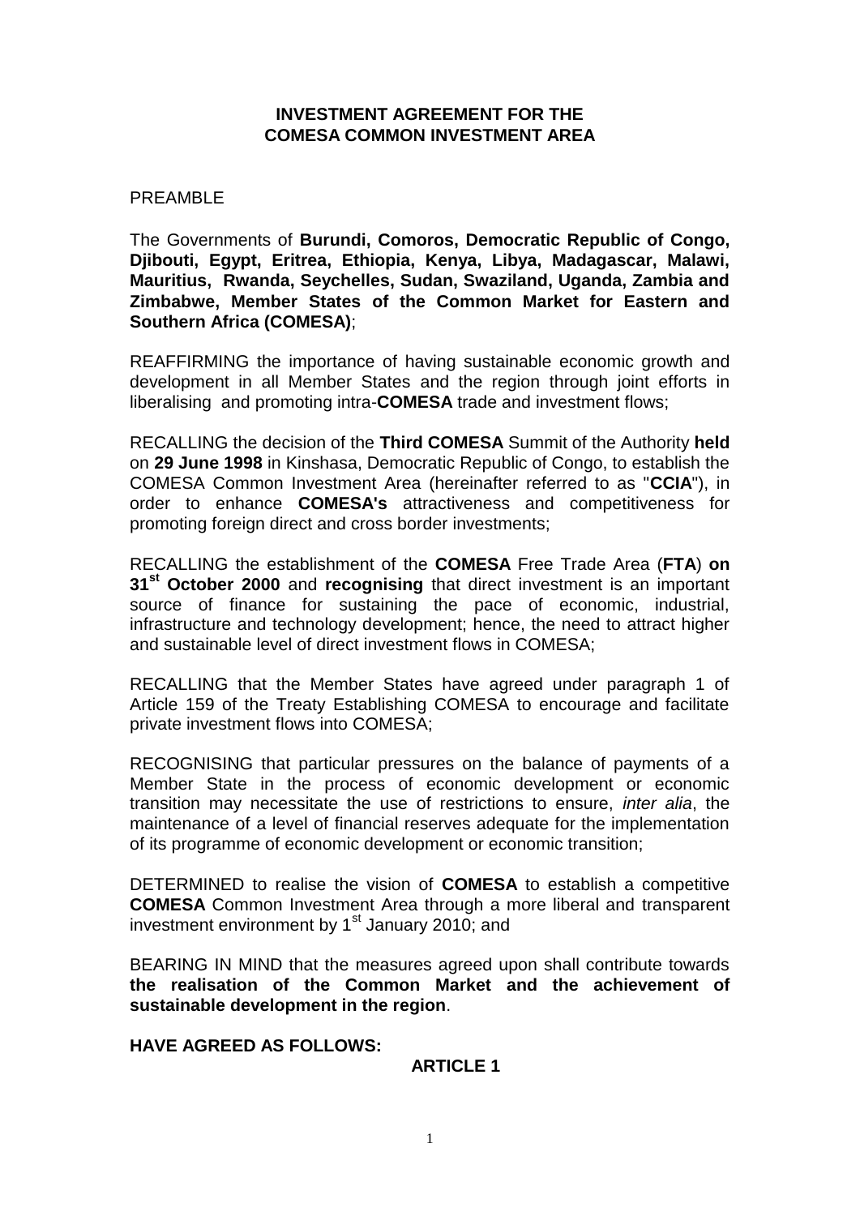# INVESTMENT AGREEMENT FOR THE COMESA COMMON INVESTMENT AREA

PREAMBLE

The Governments of **Burundi, Comoros, Democratic Republic of Congo, Djibouti, Egypt, Eritrea, Ethiopia, Kenya, Libya, Madagascar, Malawi, Mauritius, Rwanda, Seychelles, Sudan, Swaziland, Uganda, Zambia and Zimbabwe, Member States of the Common Market for Eastern and Southern Africa (COMESA)**;

REAFFIRMING the importance of having sustainable economic growth and development in all Member States and the region through joint efforts in liberalising and promoting intra-**COMESA** trade and investment flows;

RECALLING the decision of the **Third COMESA** Summit of the Authority **held** on **29 June 1998** in Kinshasa, Democratic Republic of Congo, to establish the COMESA Common Investment Area (hereinafter referred to as "**CCIA**"), in order to enhance **COMESA's** attractiveness and competitiveness for promoting foreign direct and cross border investments;

RECALLING the establishment of the **COMESA** Free Trade Area (**FTA**) **on 31st October 2000** and **recognising** that direct investment is an important source of finance for sustaining the pace of economic, industrial, infrastructure and technology development; hence, the need to attract higher and sustainable level of direct investment flows in COMESA;

RECALLING that the Member States have agreed under paragraph 1 of Article 159 of the Treaty Establishing COMESA to encourage and facilitate private investment flows into COMESA;

RECOGNISING that particular pressures on the balance of payments of a Member State in the process of economic development or economic transition may necessitate the use of restrictions to ensure, *inter alia*, the maintenance of a level of financial reserves adequate for the implementation of its programme of economic development or economic transition;

DETERMINED to realise the vision of **COMESA** to establish a competitive **COMESA** Common Investment Area through a more liberal and transparent investment environment by 1st January 2010; and

BEARING IN MIND that the measures agreed upon shall contribute towards **the realisation of the Common Market and the achievement of sustainable development in the region**.

**HAVE AGREED AS FOLLOWS:**

## ARTICLE 1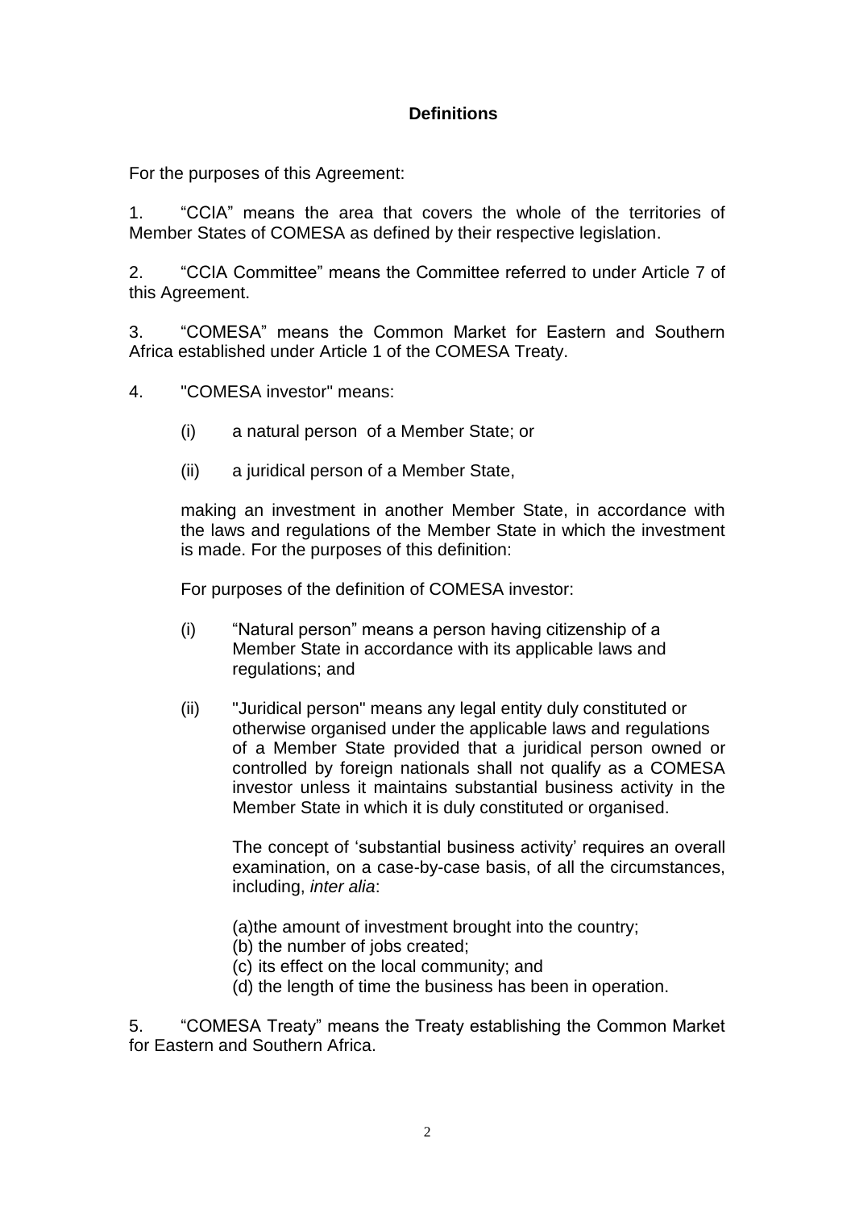## Definitions

For the purposes of this Agreement:

1. "CCIA" means the area that covers the whole of the territories of Member States of COMESA as defined by their respective legislation.

2. "CCIA Committee" means the Committee referred to under Article 7 of this Agreement.

3. "COMESA" means the Common Market for Eastern and Southern Africa established under Article 1 of the COMESA Treaty.

4. "COMESA investor" means:

   (i) a natural person of a Member State; or

   (ii) a juridical person of a Member State,

   making an investment in another Member State, in accordance with the laws and regulations of the Member State in which the investment is made. For the purposes of this definition:

   For purposes of the definition of COMESA investor:

   (i) "Natural person" means a person having citizenship of a Member State in accordance with its applicable laws and regulations; and

   (ii) "Juridical person" means any legal entity duly constituted or otherwise organised under the applicable laws and regulations of a Member State provided that a juridical person owned or controlled by foreign nationals shall not qualify as a COMESA investor unless it maintains substantial business activity in the Member State in which it is duly constituted or organised.

   The concept of 'substantial business activity' requires an overall examination, on a case-by-case basis, of all the circumstances, including, *inter alia*:

   (a) the amount of investment brought into the country;
   (b) the number of jobs created;
   (c) its effect on the local community; and
   (d) the length of time the business has been in operation.

5. "COMESA Treaty" means the Treaty establishing the Common Market for Eastern and Southern Africa.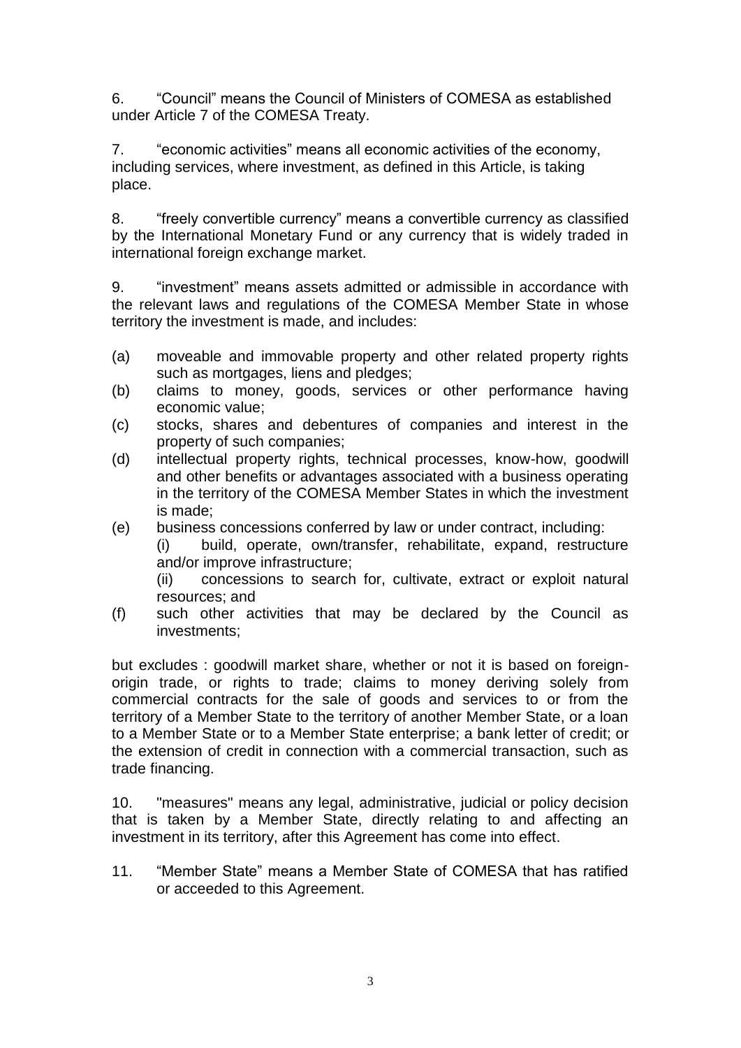6. "Council" means the Council of Ministers of COMESA as established under Article 7 of the COMESA Treaty.

7. "economic activities" means all economic activities of the economy, including services, where investment, as defined in this Article, is taking place.

8. "freely convertible currency" means a convertible currency as classified by the International Monetary Fund or any currency that is widely traded in international foreign exchange market.

9. "investment" means assets admitted or admissible in accordance with the relevant laws and regulations of the COMESA Member State in whose territory the investment is made, and includes:

(a) moveable and immovable property and other related property rights such as mortgages, liens and pledges;
(b) claims to money, goods, services or other performance having economic value;
(c) stocks, shares and debentures of companies and interest in the property of such companies;
(d) intellectual property rights, technical processes, know-how, goodwill and other benefits or advantages associated with a business operating in the territory of the COMESA Member States in which the investment is made;
(e) business concessions conferred by law or under contract, including:
    (i) build, operate, own/transfer, rehabilitate, expand, restructure and/or improve infrastructure;
    (ii) concessions to search for, cultivate, extract or exploit natural resources; and
(f) such other activities that may be declared by the Council as investments;

but excludes : goodwill market share, whether or not it is based on foreign-origin trade, or rights to trade; claims to money deriving solely from commercial contracts for the sale of goods and services to or from the territory of a Member State to the territory of another Member State, or a loan to a Member State or to a Member State enterprise; a bank letter of credit; or the extension of credit in connection with a commercial transaction, such as trade financing.

10. "measures" means any legal, administrative, judicial or policy decision that is taken by a Member State, directly relating to and affecting an investment in its territory, after this Agreement has come into effect.

11. "Member State" means a Member State of COMESA that has ratified or acceeded to this Agreement.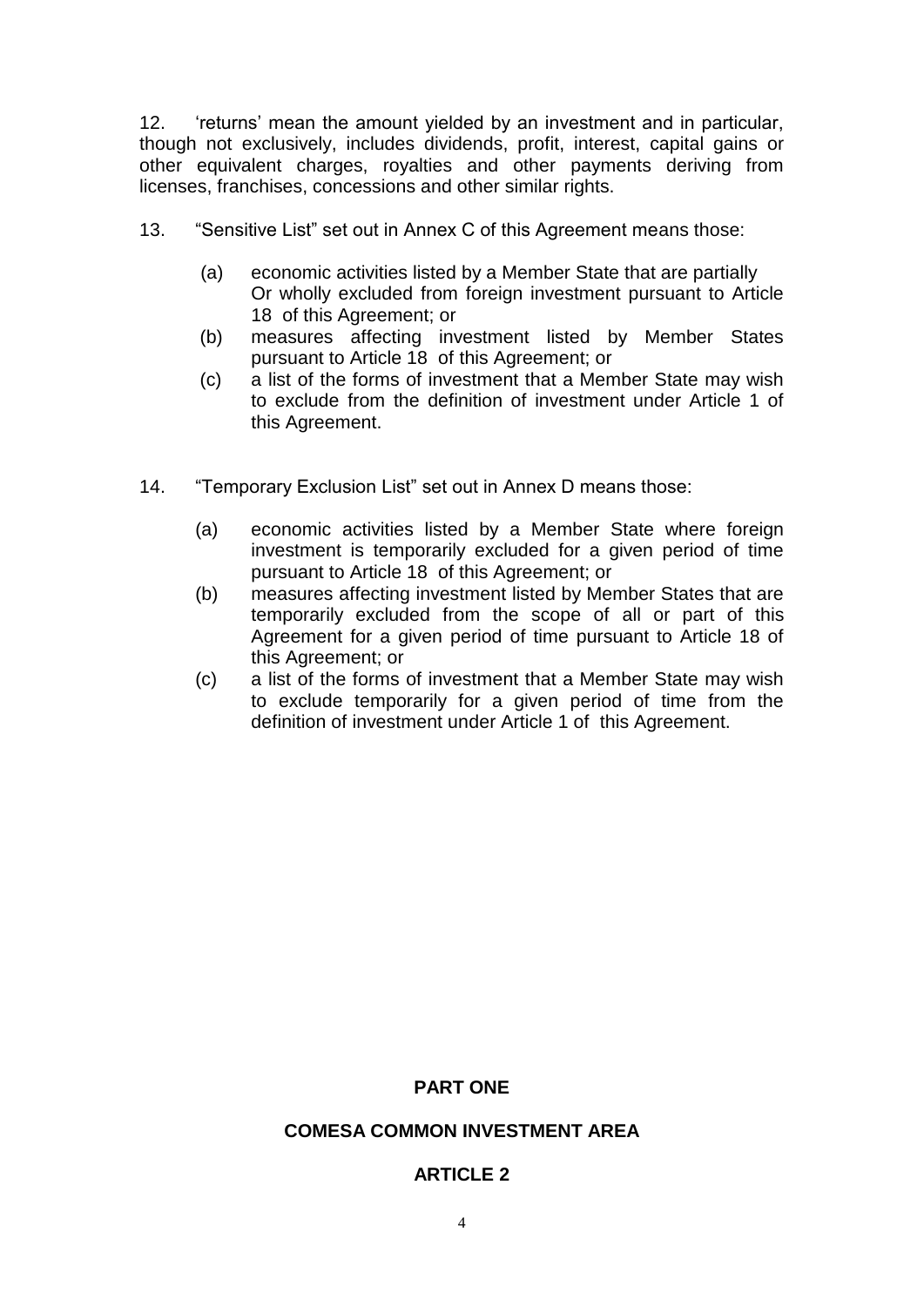12. 'returns' mean the amount yielded by an investment and in particular, though not exclusively, includes dividends, profit, interest, capital gains or other equivalent charges, royalties and other payments deriving from licenses, franchises, concessions and other similar rights.

13. "Sensitive List" set out in Annex C of this Agreement means those:

    (a) economic activities listed by a Member State that are partially Or wholly excluded from foreign investment pursuant to Article 18 of this Agreement; or
    (b) measures affecting investment listed by Member States pursuant to Article 18 of this Agreement; or
    (c) a list of the forms of investment that a Member State may wish to exclude from the definition of investment under Article 1 of this Agreement.

14. "Temporary Exclusion List" set out in Annex D means those:

    (a) economic activities listed by a Member State where foreign investment is temporarily excluded for a given period of time pursuant to Article 18 of this Agreement; or
    (b) measures affecting investment listed by Member States that are temporarily excluded from the scope of all or part of this Agreement for a given period of time pursuant to Article 18 of this Agreement; or
    (c) a list of the forms of investment that a Member State may wish to exclude temporarily for a given period of time from the definition of investment under Article 1 of this Agreement.

## PART ONE

## COMESA COMMON INVESTMENT AREA

## ARTICLE 2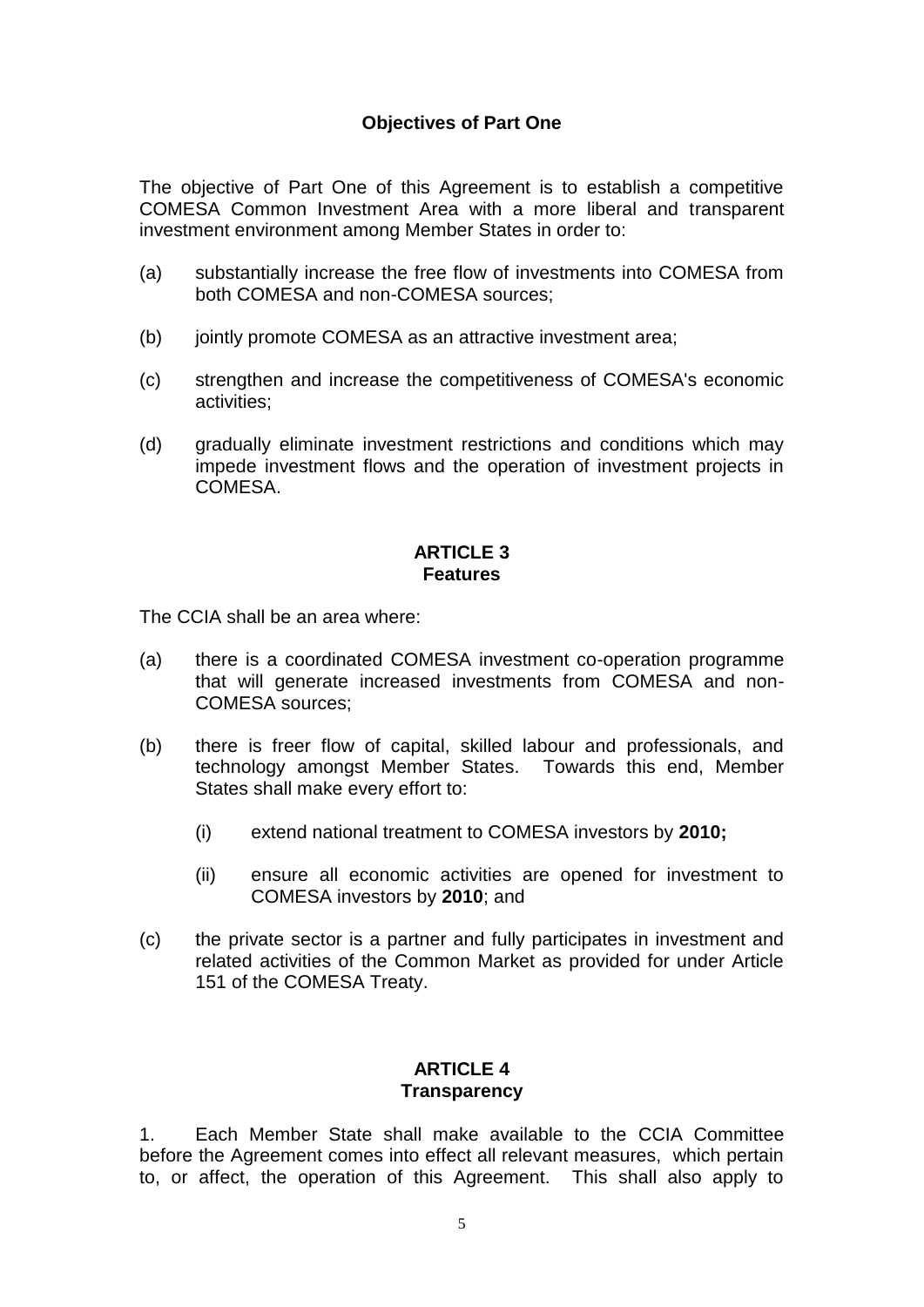**Objectives of Part One**

The objective of Part One of this Agreement is to establish a competitive COMESA Common Investment Area with a more liberal and transparent investment environment among Member States in order to:

(a) substantially increase the free flow of investments into COMESA from both COMESA and non-COMESA sources;

(b) jointly promote COMESA as an attractive investment area;

(c) strengthen and increase the competitiveness of COMESA's economic activities;

(d) gradually eliminate investment restrictions and conditions which may impede investment flows and the operation of investment projects in COMESA.

## ARTICLE 3
## Features

The CCIA shall be an area where:

(a) there is a coordinated COMESA investment co-operation programme that will generate increased investments from COMESA and non-COMESA sources;

(b) there is freer flow of capital, skilled labour and professionals, and technology amongst Member States. Towards this end, Member States shall make every effort to:

   (i) extend national treatment to COMESA investors by **2010;**

   (ii) ensure all economic activities are opened for investment to COMESA investors by **2010**; and

(c) the private sector is a partner and fully participates in investment and related activities of the Common Market as provided for under Article 151 of the COMESA Treaty.

## ARTICLE 4
## Transparency

1. Each Member State shall make available to the CCIA Committee before the Agreement comes into effect all relevant measures, which pertain to, or affect, the operation of this Agreement. This shall also apply to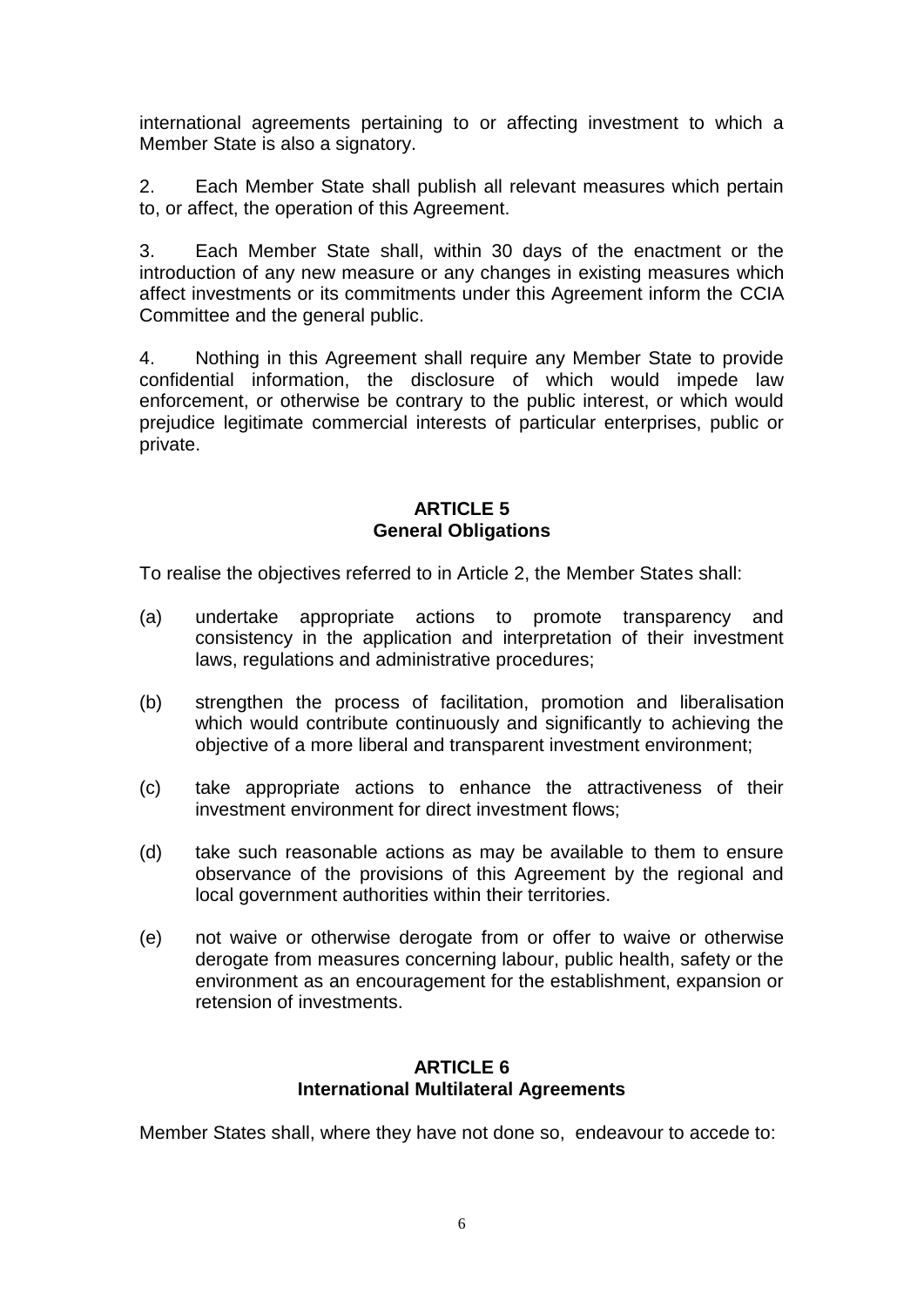international agreements pertaining to or affecting investment to which a Member State is also a signatory.

2. Each Member State shall publish all relevant measures which pertain to, or affect, the operation of this Agreement.

3. Each Member State shall, within 30 days of the enactment or the introduction of any new measure or any changes in existing measures which affect investments or its commitments under this Agreement inform the CCIA Committee and the general public.

4. Nothing in this Agreement shall require any Member State to provide confidential information, the disclosure of which would impede law enforcement, or otherwise be contrary to the public interest, or which would prejudice legitimate commercial interests of particular enterprises, public or private.

## ARTICLE 5
## General Obligations

To realise the objectives referred to in Article 2, the Member States shall:

(a) undertake appropriate actions to promote transparency and consistency in the application and interpretation of their investment laws, regulations and administrative procedures;

(b) strengthen the process of facilitation, promotion and liberalisation which would contribute continuously and significantly to achieving the objective of a more liberal and transparent investment environment;

(c) take appropriate actions to enhance the attractiveness of their investment environment for direct investment flows;

(d) take such reasonable actions as may be available to them to ensure observance of the provisions of this Agreement by the regional and local government authorities within their territories.

(e) not waive or otherwise derogate from or offer to waive or otherwise derogate from measures concerning labour, public health, safety or the environment as an encouragement for the establishment, expansion or retension of investments.

## ARTICLE 6
## International Multilateral Agreements

Member States shall, where they have not done so, endeavour to accede to: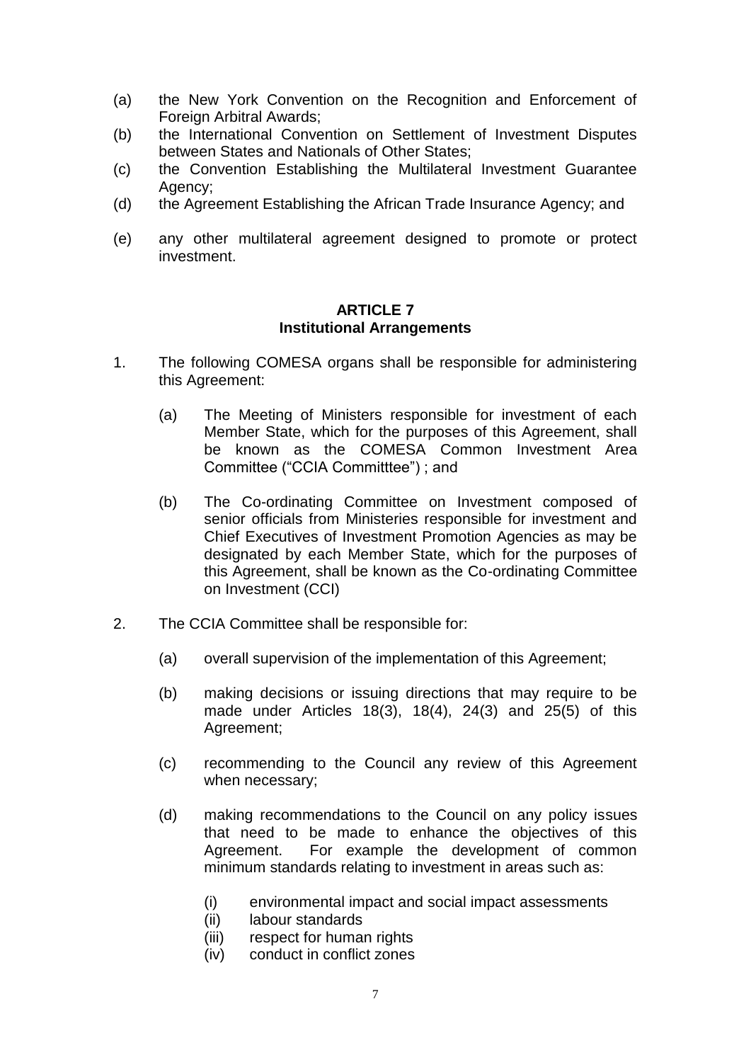(a) the New York Convention on the Recognition and Enforcement of Foreign Arbitral Awards;

(b) the International Convention on Settlement of Investment Disputes between States and Nationals of Other States;

(c) the Convention Establishing the Multilateral Investment Guarantee Agency;

(d) the Agreement Establishing the African Trade Insurance Agency; and

(e) any other multilateral agreement designed to promote or protect investment.

**ARTICLE 7**
**Institutional Arrangements**

1. The following COMESA organs shall be responsible for administering this Agreement:

   (a) The Meeting of Ministers responsible for investment of each Member State, which for the purposes of this Agreement, shall be known as the COMESA Common Investment Area Committee ("CCIA Committtee") ; and

   (b) The Co-ordinating Committee on Investment composed of senior officials from Ministeries responsible for investment and Chief Executives of Investment Promotion Agencies as may be designated by each Member State, which for the purposes of this Agreement, shall be known as the Co-ordinating Committee on Investment (CCI)

2. The CCIA Committee shall be responsible for:

   (a) overall supervision of the implementation of this Agreement;

   (b) making decisions or issuing directions that may require to be made under Articles 18(3), 18(4), 24(3) and 25(5) of this Agreement;

   (c) recommending to the Council any review of this Agreement when necessary;

   (d) making recommendations to the Council on any policy issues that need to be made to enhance the objectives of this Agreement. For example the development of common minimum standards relating to investment in areas such as:

      (i) environmental impact and social impact assessments
      (ii) labour standards
      (iii) respect for human rights
      (iv) conduct in conflict zones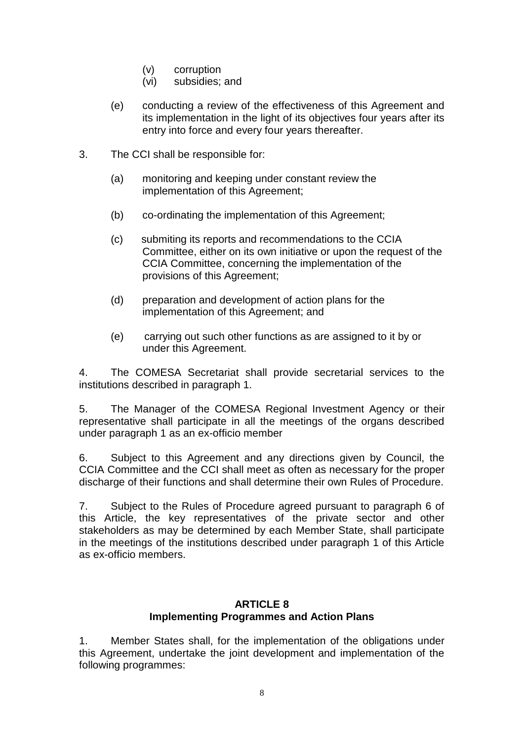(v) corruption
(vi) subsidies; and

(e) conducting a review of the effectiveness of this Agreement and its implementation in the light of its objectives four years after its entry into force and every four years thereafter.

3. The CCI shall be responsible for:

(a) monitoring and keeping under constant review the implementation of this Agreement;

(b) co-ordinating the implementation of this Agreement;

(c) submiting its reports and recommendations to the CCIA Committee, either on its own initiative or upon the request of the CCIA Committee, concerning the implementation of the provisions of this Agreement;

(d) preparation and development of action plans for the implementation of this Agreement; and

(e) carrying out such other functions as are assigned to it by or under this Agreement.

4. The COMESA Secretariat shall provide secretarial services to the institutions described in paragraph 1.

5. The Manager of the COMESA Regional Investment Agency or their representative shall participate in all the meetings of the organs described under paragraph 1 as an ex-officio member

6. Subject to this Agreement and any directions given by Council, the CCIA Committee and the CCI shall meet as often as necessary for the proper discharge of their functions and shall determine their own Rules of Procedure.

7. Subject to the Rules of Procedure agreed pursuant to paragraph 6 of this Article, the key representatives of the private sector and other stakeholders as may be determined by each Member State, shall participate in the meetings of the institutions described under paragraph 1 of this Article as ex-officio members.

## ARTICLE 8
## Implementing Programmes and Action Plans

1. Member States shall, for the implementation of the obligations under this Agreement, undertake the joint development and implementation of the following programmes: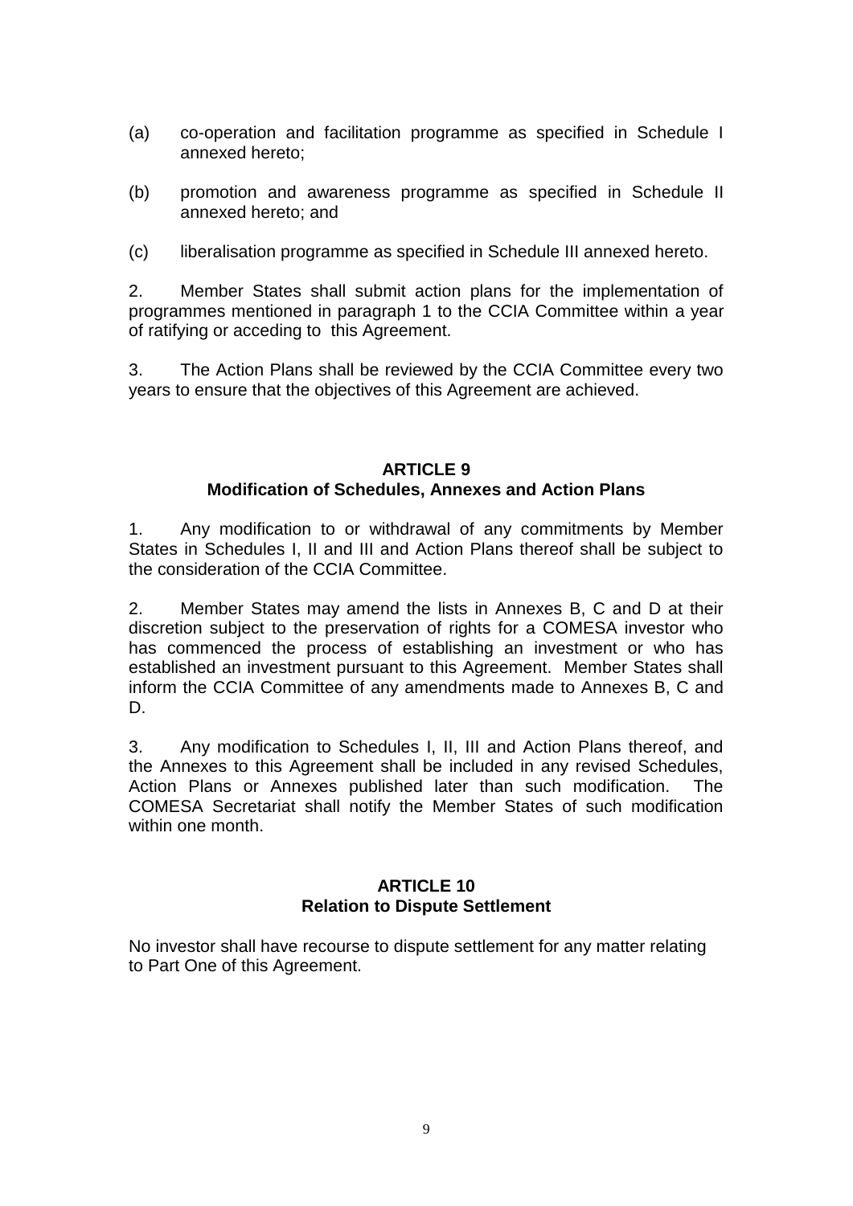(a) co-operation and facilitation programme as specified in Schedule I annexed hereto;

(b) promotion and awareness programme as specified in Schedule II annexed hereto; and

(c) liberalisation programme as specified in Schedule III annexed hereto.

2. Member States shall submit action plans for the implementation of programmes mentioned in paragraph 1 to the CCIA Committee within a year of ratifying or acceding to this Agreement.

3. The Action Plans shall be reviewed by the CCIA Committee every two years to ensure that the objectives of this Agreement are achieved.

## ARTICLE 9
## Modification of Schedules, Annexes and Action Plans

1. Any modification to or withdrawal of any commitments by Member States in Schedules I, II and III and Action Plans thereof shall be subject to the consideration of the CCIA Committee.

2. Member States may amend the lists in Annexes B, C and D at their discretion subject to the preservation of rights for a COMESA investor who has commenced the process of establishing an investment or who has established an investment pursuant to this Agreement. Member States shall inform the CCIA Committee of any amendments made to Annexes B, C and D.

3. Any modification to Schedules I, II, III and Action Plans thereof, and the Annexes to this Agreement shall be included in any revised Schedules, Action Plans or Annexes published later than such modification. The COMESA Secretariat shall notify the Member States of such modification within one month.

## ARTICLE 10
## Relation to Dispute Settlement

No investor shall have recourse to dispute settlement for any matter relating to Part One of this Agreement.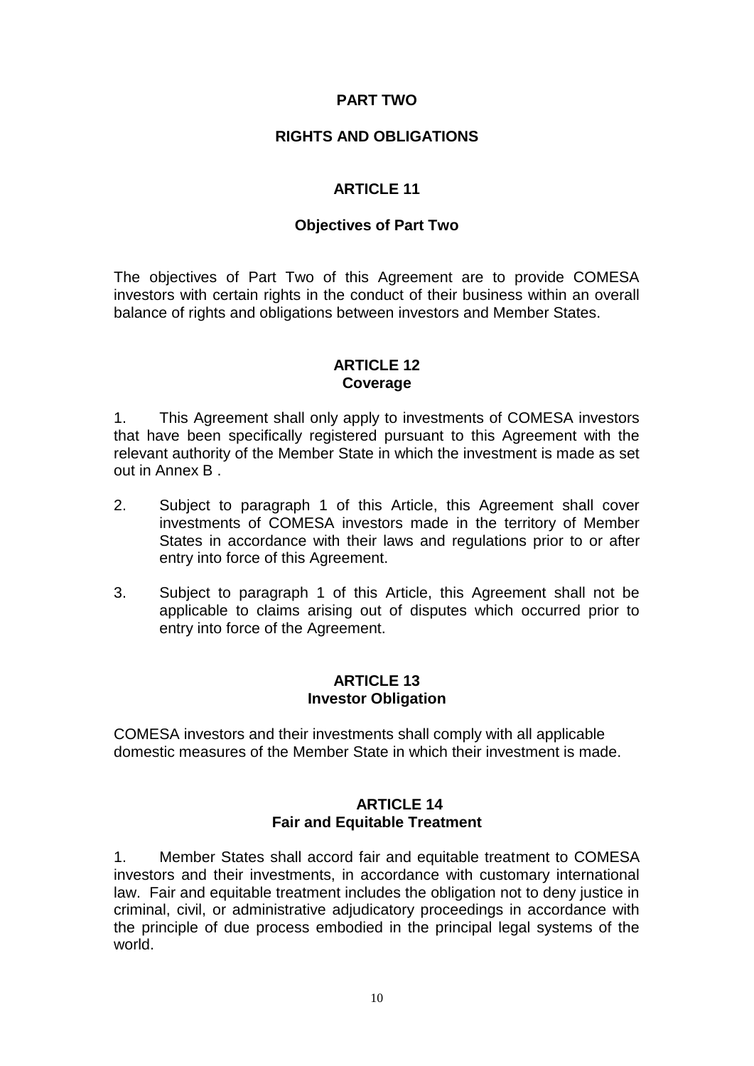# PART TWO

## RIGHTS AND OBLIGATIONS

### ARTICLE 11

#### Objectives of Part Two

The objectives of Part Two of this Agreement are to provide COMESA investors with certain rights in the conduct of their business within an overall balance of rights and obligations between investors and Member States.

### ARTICLE 12
#### Coverage

1. This Agreement shall only apply to investments of COMESA investors that have been specifically registered pursuant to this Agreement with the relevant authority of the Member State in which the investment is made as set out in Annex B .

2. Subject to paragraph 1 of this Article, this Agreement shall cover investments of COMESA investors made in the territory of Member States in accordance with their laws and regulations prior to or after entry into force of this Agreement.

3. Subject to paragraph 1 of this Article, this Agreement shall not be applicable to claims arising out of disputes which occurred prior to entry into force of the Agreement.

### ARTICLE 13
#### Investor Obligation

COMESA investors and their investments shall comply with all applicable domestic measures of the Member State in which their investment is made.

### ARTICLE 14
#### Fair and Equitable Treatment

1. Member States shall accord fair and equitable treatment to COMESA investors and their investments, in accordance with customary international law. Fair and equitable treatment includes the obligation not to deny justice in criminal, civil, or administrative adjudicatory proceedings in accordance with the principle of due process embodied in the principal legal systems of the world.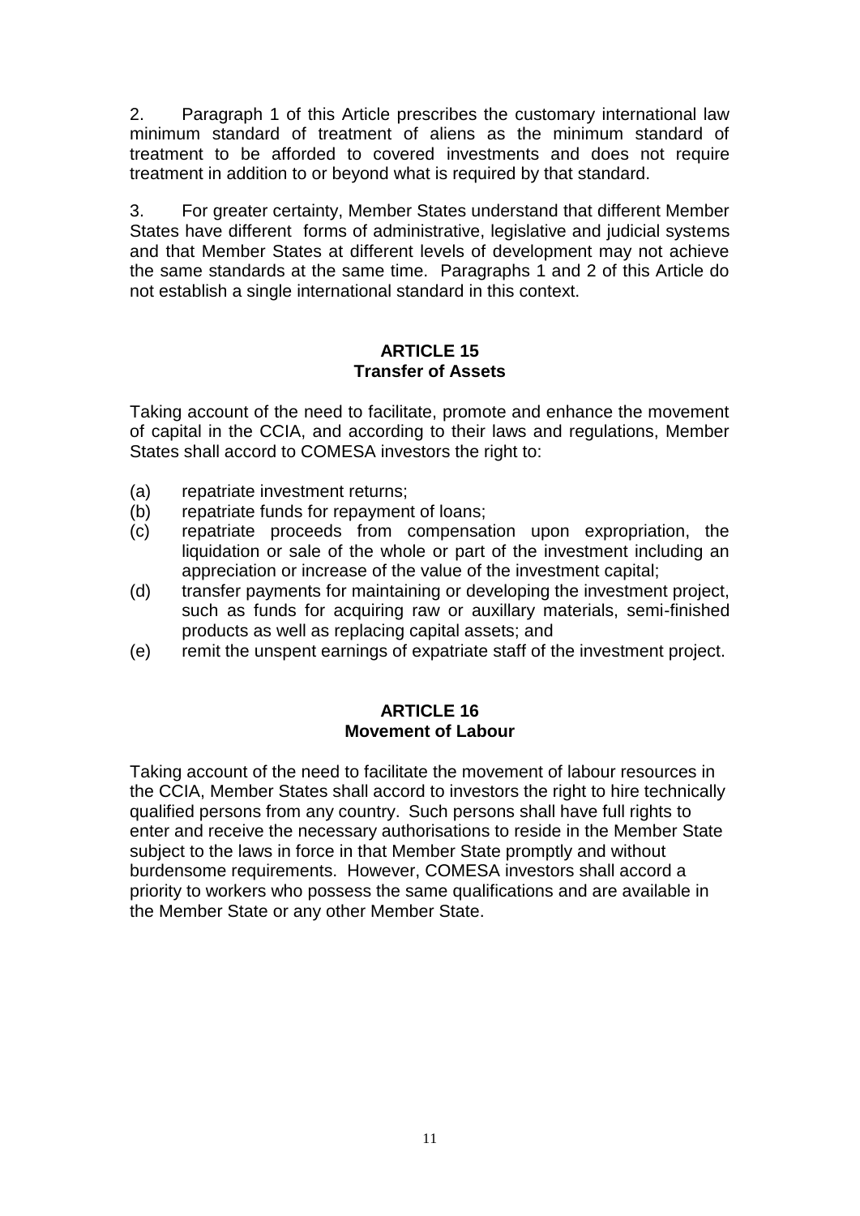2. Paragraph 1 of this Article prescribes the customary international law minimum standard of treatment of aliens as the minimum standard of treatment to be afforded to covered investments and does not require treatment in addition to or beyond what is required by that standard.

3. For greater certainty, Member States understand that different Member States have different forms of administrative, legislative and judicial systems and that Member States at different levels of development may not achieve the same standards at the same time. Paragraphs 1 and 2 of this Article do not establish a single international standard in this context.

## ARTICLE 15
## Transfer of Assets

Taking account of the need to facilitate, promote and enhance the movement of capital in the CCIA, and according to their laws and regulations, Member States shall accord to COMESA investors the right to:

(a) repatriate investment returns;

(b) repatriate funds for repayment of loans;

(c) repatriate proceeds from compensation upon expropriation, the liquidation or sale of the whole or part of the investment including an appreciation or increase of the value of the investment capital;

(d) transfer payments for maintaining or developing the investment project, such as funds for acquiring raw or auxillary materials, semi-finished products as well as replacing capital assets; and

(e) remit the unspent earnings of expatriate staff of the investment project.

## ARTICLE 16
## Movement of Labour

Taking account of the need to facilitate the movement of labour resources in the CCIA, Member States shall accord to investors the right to hire technically qualified persons from any country. Such persons shall have full rights to enter and receive the necessary authorisations to reside in the Member State subject to the laws in force in that Member State promptly and without burdensome requirements. However, COMESA investors shall accord a priority to workers who possess the same qualifications and are available in the Member State or any other Member State.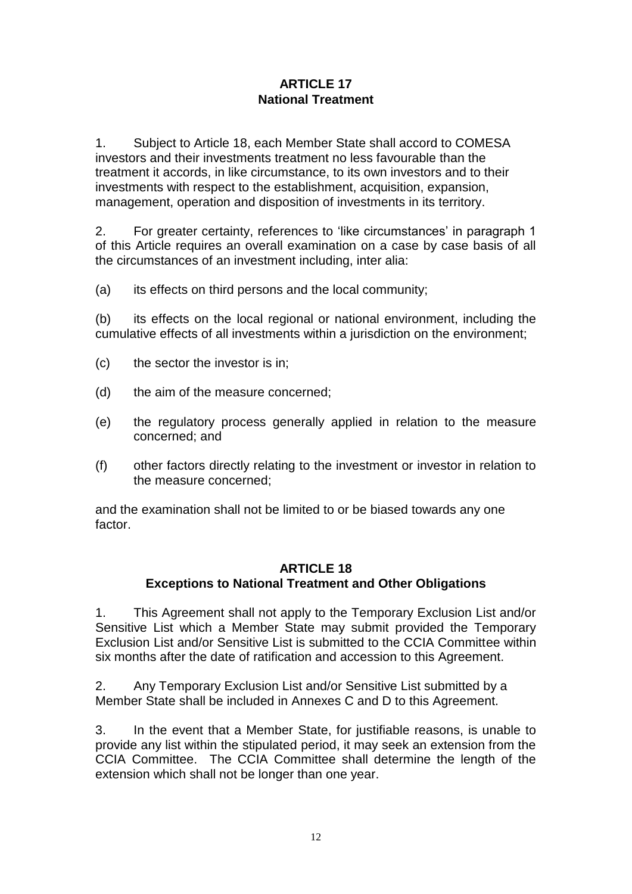## ARTICLE 17
## National Treatment

1. Subject to Article 18, each Member State shall accord to COMESA investors and their investments treatment no less favourable than the treatment it accords, in like circumstance, to its own investors and to their investments with respect to the establishment, acquisition, expansion, management, operation and disposition of investments in its territory.

2. For greater certainty, references to 'like circumstances' in paragraph 1 of this Article requires an overall examination on a case by case basis of all the circumstances of an investment including, inter alia:

(a) its effects on third persons and the local community;

(b) its effects on the local regional or national environment, including the cumulative effects of all investments within a jurisdiction on the environment;

(c) the sector the investor is in;

(d) the aim of the measure concerned;

(e) the regulatory process generally applied in relation to the measure concerned; and

(f) other factors directly relating to the investment or investor in relation to the measure concerned;

and the examination shall not be limited to or be biased towards any one factor.

## ARTICLE 18
## Exceptions to National Treatment and Other Obligations

1. This Agreement shall not apply to the Temporary Exclusion List and/or Sensitive List which a Member State may submit provided the Temporary Exclusion List and/or Sensitive List is submitted to the CCIA Committee within six months after the date of ratification and accession to this Agreement.

2. Any Temporary Exclusion List and/or Sensitive List submitted by a Member State shall be included in Annexes C and D to this Agreement.

3. In the event that a Member State, for justifiable reasons, is unable to provide any list within the stipulated period, it may seek an extension from the CCIA Committee. The CCIA Committee shall determine the length of the extension which shall not be longer than one year.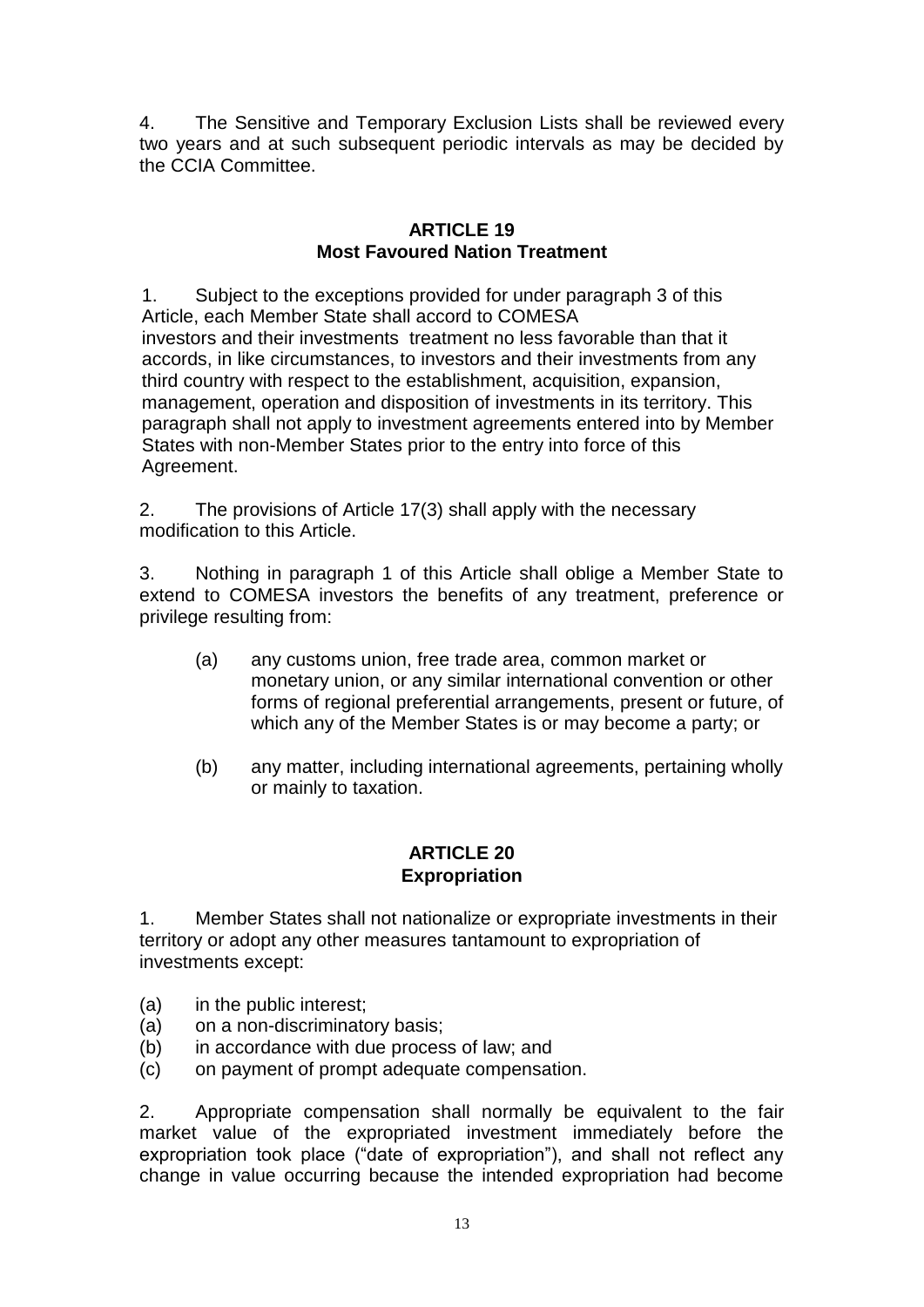4. The Sensitive and Temporary Exclusion Lists shall be reviewed every two years and at such subsequent periodic intervals as may be decided by the CCIA Committee.

## ARTICLE 19
## Most Favoured Nation Treatment

1. Subject to the exceptions provided for under paragraph 3 of this Article, each Member State shall accord to COMESA investors and their investments treatment no less favorable than that it accords, in like circumstances, to investors and their investments from any third country with respect to the establishment, acquisition, expansion, management, operation and disposition of investments in its territory. This paragraph shall not apply to investment agreements entered into by Member States with non-Member States prior to the entry into force of this Agreement.

2. The provisions of Article 17(3) shall apply with the necessary modification to this Article.

3. Nothing in paragraph 1 of this Article shall oblige a Member State to extend to COMESA investors the benefits of any treatment, preference or privilege resulting from:

(a) any customs union, free trade area, common market or monetary union, or any similar international convention or other forms of regional preferential arrangements, present or future, of which any of the Member States is or may become a party; or

(b) any matter, including international agreements, pertaining wholly or mainly to taxation.

## ARTICLE 20
## Expropriation

1. Member States shall not nationalize or expropriate investments in their territory or adopt any other measures tantamount to expropriation of investments except:

(a) in the public interest;
(a) on a non-discriminatory basis;
(b) in accordance with due process of law; and
(c) on payment of prompt adequate compensation.

2. Appropriate compensation shall normally be equivalent to the fair market value of the expropriated investment immediately before the expropriation took place ("date of expropriation"), and shall not reflect any change in value occurring because the intended expropriation had become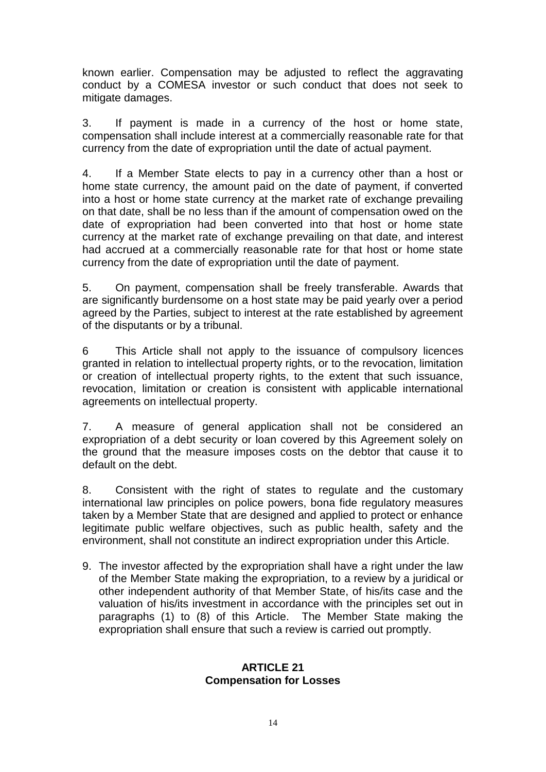known earlier. Compensation may be adjusted to reflect the aggravating conduct by a COMESA investor or such conduct that does not seek to mitigate damages.

3. If payment is made in a currency of the host or home state, compensation shall include interest at a commercially reasonable rate for that currency from the date of expropriation until the date of actual payment.

4. If a Member State elects to pay in a currency other than a host or home state currency, the amount paid on the date of payment, if converted into a host or home state currency at the market rate of exchange prevailing on that date, shall be no less than if the amount of compensation owed on the date of expropriation had been converted into that host or home state currency at the market rate of exchange prevailing on that date, and interest had accrued at a commercially reasonable rate for that host or home state currency from the date of expropriation until the date of payment.

5. On payment, compensation shall be freely transferable. Awards that are significantly burdensome on a host state may be paid yearly over a period agreed by the Parties, subject to interest at the rate established by agreement of the disputants or by a tribunal.

6 This Article shall not apply to the issuance of compulsory licences granted in relation to intellectual property rights, or to the revocation, limitation or creation of intellectual property rights, to the extent that such issuance, revocation, limitation or creation is consistent with applicable international agreements on intellectual property.

7. A measure of general application shall not be considered an expropriation of a debt security or loan covered by this Agreement solely on the ground that the measure imposes costs on the debtor that cause it to default on the debt.

8. Consistent with the right of states to regulate and the customary international law principles on police powers, bona fide regulatory measures taken by a Member State that are designed and applied to protect or enhance legitimate public welfare objectives, such as public health, safety and the environment, shall not constitute an indirect expropriation under this Article.

9. The investor affected by the expropriation shall have a right under the law of the Member State making the expropriation, to a review by a juridical or other independent authority of that Member State, of his/its case and the valuation of his/its investment in accordance with the principles set out in paragraphs (1) to (8) of this Article. The Member State making the expropriation shall ensure that such a review is carried out promptly.

## ARTICLE 21
## Compensation for Losses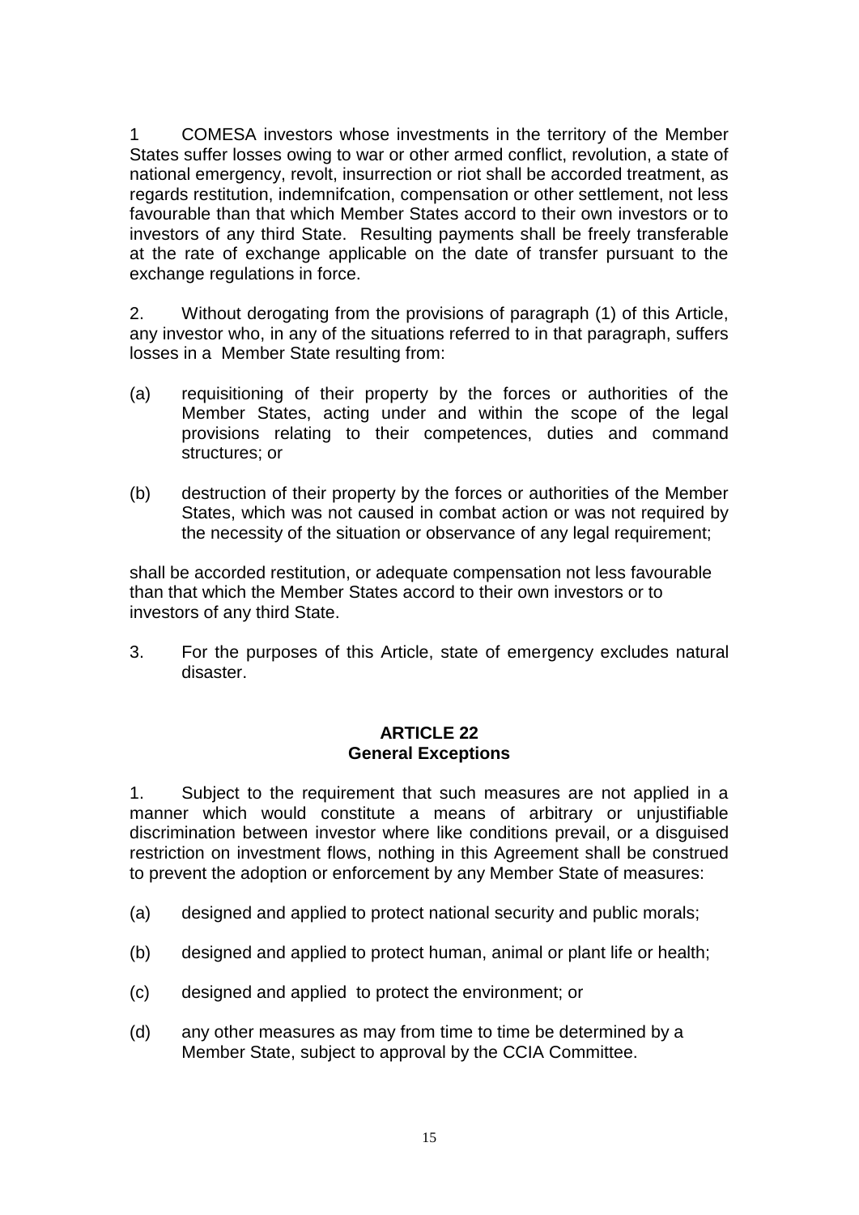1 COMESA investors whose investments in the territory of the Member States suffer losses owing to war or other armed conflict, revolution, a state of national emergency, revolt, insurrection or riot shall be accorded treatment, as regards restitution, indemnifcation, compensation or other settlement, not less favourable than that which Member States accord to their own investors or to investors of any third State. Resulting payments shall be freely transferable at the rate of exchange applicable on the date of transfer pursuant to the exchange regulations in force.

2. Without derogating from the provisions of paragraph (1) of this Article, any investor who, in any of the situations referred to in that paragraph, suffers losses in a Member State resulting from:

(a) requisitioning of their property by the forces or authorities of the Member States, acting under and within the scope of the legal provisions relating to their competences, duties and command structures; or

(b) destruction of their property by the forces or authorities of the Member States, which was not caused in combat action or was not required by the necessity of the situation or observance of any legal requirement;

shall be accorded restitution, or adequate compensation not less favourable than that which the Member States accord to their own investors or to investors of any third State.

3. For the purposes of this Article, state of emergency excludes natural disaster.

## ARTICLE 22
## General Exceptions

1. Subject to the requirement that such measures are not applied in a manner which would constitute a means of arbitrary or unjustifiable discrimination between investor where like conditions prevail, or a disguised restriction on investment flows, nothing in this Agreement shall be construed to prevent the adoption or enforcement by any Member State of measures:

(a) designed and applied to protect national security and public morals;

(b) designed and applied to protect human, animal or plant life or health;

(c) designed and applied to protect the environment; or

(d) any other measures as may from time to time be determined by a Member State, subject to approval by the CCIA Committee.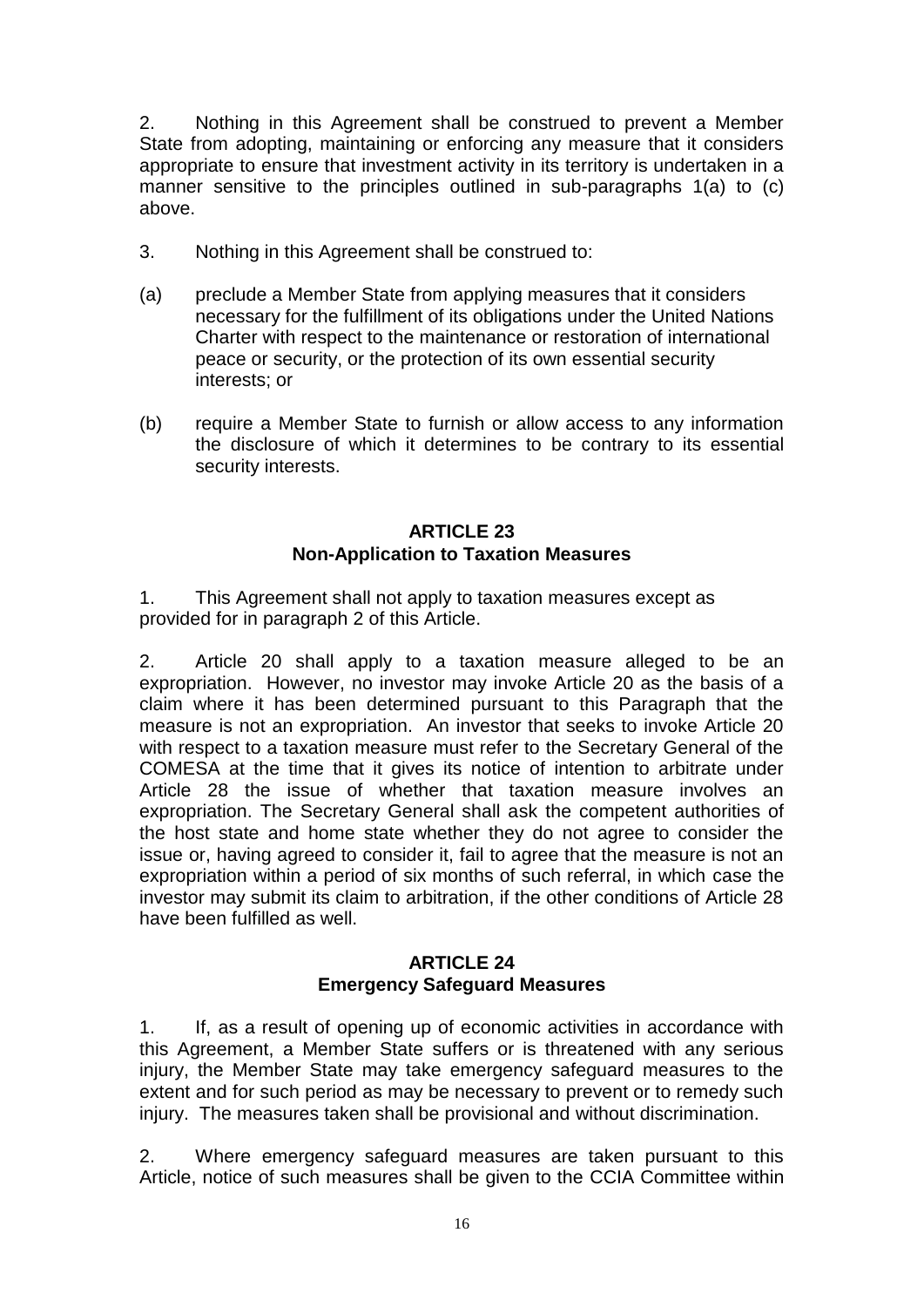2. Nothing in this Agreement shall be construed to prevent a Member State from adopting, maintaining or enforcing any measure that it considers appropriate to ensure that investment activity in its territory is undertaken in a manner sensitive to the principles outlined in sub-paragraphs 1(a) to (c) above.

3. Nothing in this Agreement shall be construed to:

(a) preclude a Member State from applying measures that it considers necessary for the fulfillment of its obligations under the United Nations Charter with respect to the maintenance or restoration of international peace or security, or the protection of its own essential security interests; or

(b) require a Member State to furnish or allow access to any information the disclosure of which it determines to be contrary to its essential security interests.

## ARTICLE 23
## Non-Application to Taxation Measures

1. This Agreement shall not apply to taxation measures except as provided for in paragraph 2 of this Article.

2. Article 20 shall apply to a taxation measure alleged to be an expropriation. However, no investor may invoke Article 20 as the basis of a claim where it has been determined pursuant to this Paragraph that the measure is not an expropriation. An investor that seeks to invoke Article 20 with respect to a taxation measure must refer to the Secretary General of the COMESA at the time that it gives its notice of intention to arbitrate under Article 28 the issue of whether that taxation measure involves an expropriation. The Secretary General shall ask the competent authorities of the host state and home state whether they do not agree to consider the issue or, having agreed to consider it, fail to agree that the measure is not an expropriation within a period of six months of such referral, in which case the investor may submit its claim to arbitration, if the other conditions of Article 28 have been fulfilled as well.

## ARTICLE 24
## Emergency Safeguard Measures

1. If, as a result of opening up of economic activities in accordance with this Agreement, a Member State suffers or is threatened with any serious injury, the Member State may take emergency safeguard measures to the extent and for such period as may be necessary to prevent or to remedy such injury. The measures taken shall be provisional and without discrimination.

2. Where emergency safeguard measures are taken pursuant to this Article, notice of such measures shall be given to the CCIA Committee within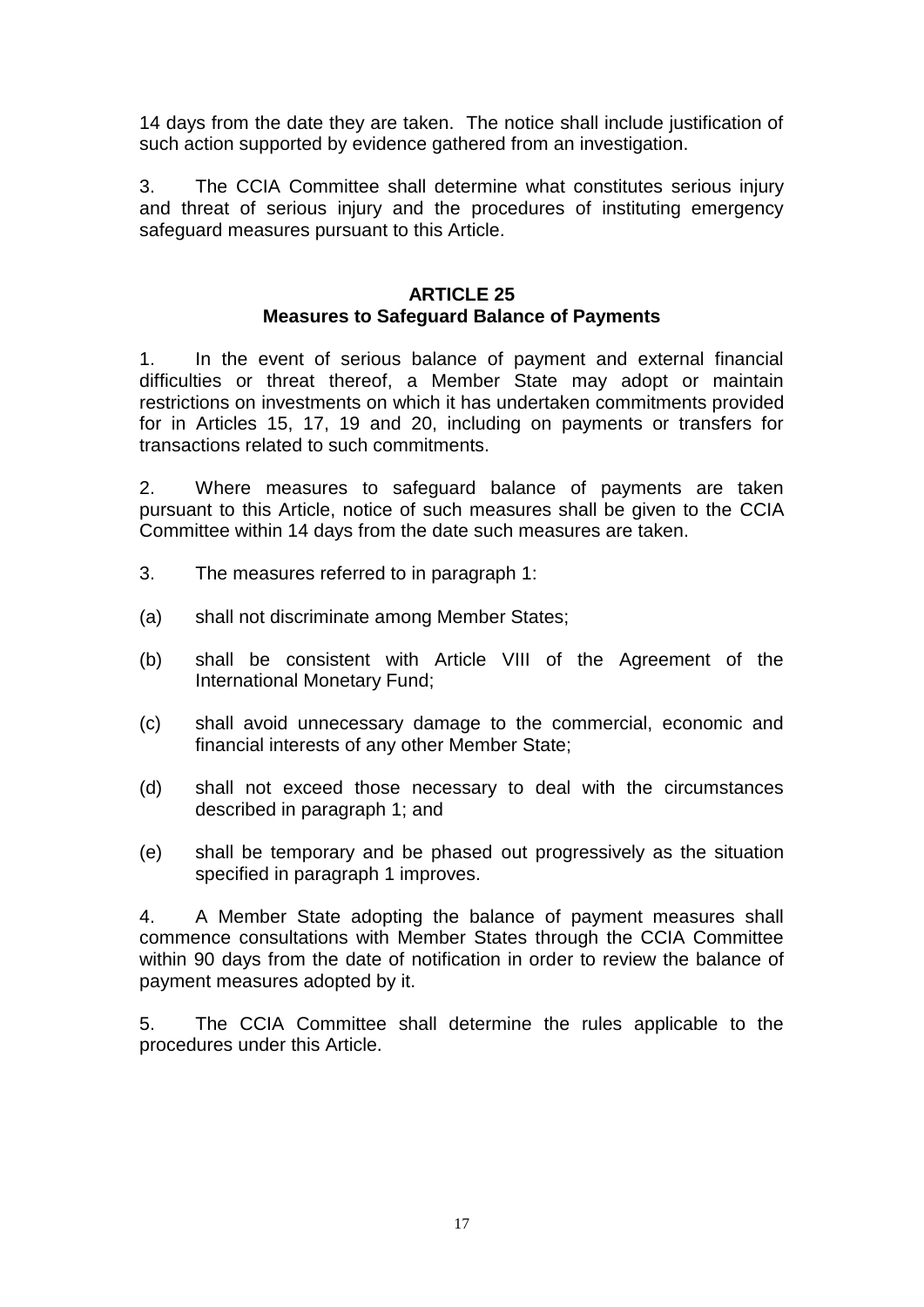14 days from the date they are taken. The notice shall include justification of such action supported by evidence gathered from an investigation.

3. The CCIA Committee shall determine what constitutes serious injury and threat of serious injury and the procedures of instituting emergency safeguard measures pursuant to this Article.

### ARTICLE 25
### Measures to Safeguard Balance of Payments

1. In the event of serious balance of payment and external financial difficulties or threat thereof, a Member State may adopt or maintain restrictions on investments on which it has undertaken commitments provided for in Articles 15, 17, 19 and 20, including on payments or transfers for transactions related to such commitments.

2. Where measures to safeguard balance of payments are taken pursuant to this Article, notice of such measures shall be given to the CCIA Committee within 14 days from the date such measures are taken.

3. The measures referred to in paragraph 1:

(a) shall not discriminate among Member States;

(b) shall be consistent with Article VIII of the Agreement of the International Monetary Fund;

(c) shall avoid unnecessary damage to the commercial, economic and financial interests of any other Member State;

(d) shall not exceed those necessary to deal with the circumstances described in paragraph 1; and

(e) shall be temporary and be phased out progressively as the situation specified in paragraph 1 improves.

4. A Member State adopting the balance of payment measures shall commence consultations with Member States through the CCIA Committee within 90 days from the date of notification in order to review the balance of payment measures adopted by it.

5. The CCIA Committee shall determine the rules applicable to the procedures under this Article.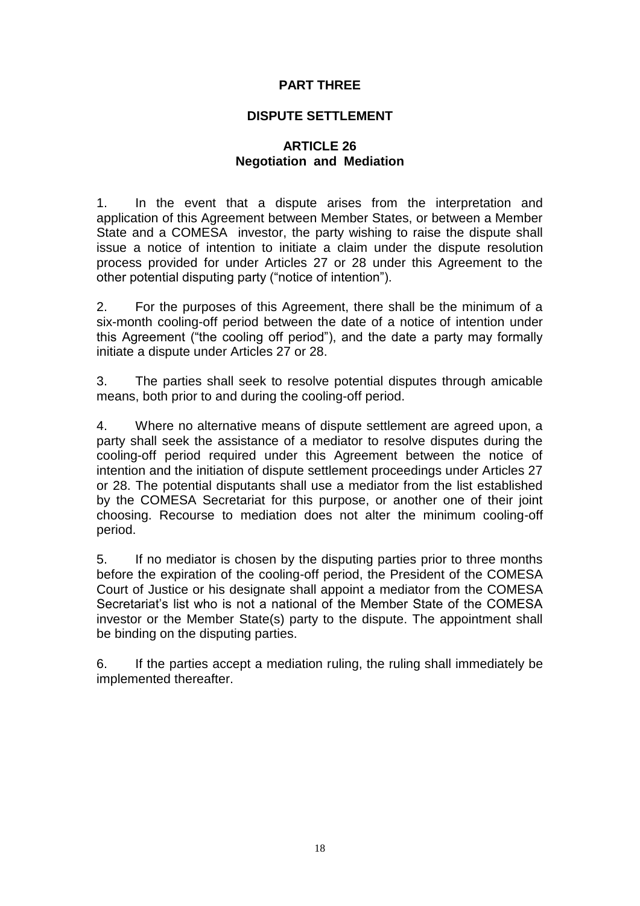## PART THREE

## DISPUTE SETTLEMENT

### ARTICLE 26
### Negotiation and Mediation

1. In the event that a dispute arises from the interpretation and application of this Agreement between Member States, or between a Member State and a COMESA investor, the party wishing to raise the dispute shall issue a notice of intention to initiate a claim under the dispute resolution process provided for under Articles 27 or 28 under this Agreement to the other potential disputing party ("notice of intention").

2. For the purposes of this Agreement, there shall be the minimum of a six-month cooling-off period between the date of a notice of intention under this Agreement ("the cooling off period"), and the date a party may formally initiate a dispute under Articles 27 or 28.

3. The parties shall seek to resolve potential disputes through amicable means, both prior to and during the cooling-off period.

4. Where no alternative means of dispute settlement are agreed upon, a party shall seek the assistance of a mediator to resolve disputes during the cooling-off period required under this Agreement between the notice of intention and the initiation of dispute settlement proceedings under Articles 27 or 28. The potential disputants shall use a mediator from the list established by the COMESA Secretariat for this purpose, or another one of their joint choosing. Recourse to mediation does not alter the minimum cooling-off period.

5. If no mediator is chosen by the disputing parties prior to three months before the expiration of the cooling-off period, the President of the COMESA Court of Justice or his designate shall appoint a mediator from the COMESA Secretariat's list who is not a national of the Member State of the COMESA investor or the Member State(s) party to the dispute. The appointment shall be binding on the disputing parties.

6. If the parties accept a mediation ruling, the ruling shall immediately be implemented thereafter.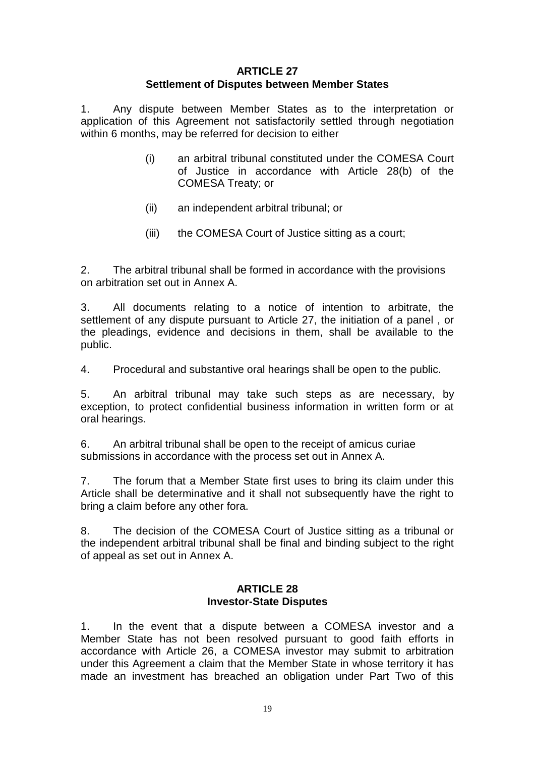## ARTICLE 27
## Settlement of Disputes between Member States

1. Any dispute between Member States as to the interpretation or application of this Agreement not satisfactorily settled through negotiation within 6 months, may be referred for decision to either

   (i) an arbitral tribunal constituted under the COMESA Court of Justice in accordance with Article 28(b) of the COMESA Treaty; or

   (ii) an independent arbitral tribunal; or

   (iii) the COMESA Court of Justice sitting as a court;

2. The arbitral tribunal shall be formed in accordance with the provisions on arbitration set out in Annex A.

3. All documents relating to a notice of intention to arbitrate, the settlement of any dispute pursuant to Article 27, the initiation of a panel , or the pleadings, evidence and decisions in them, shall be available to the public.

4. Procedural and substantive oral hearings shall be open to the public.

5. An arbitral tribunal may take such steps as are necessary, by exception, to protect confidential business information in written form or at oral hearings.

6. An arbitral tribunal shall be open to the receipt of amicus curiae submissions in accordance with the process set out in Annex A.

7. The forum that a Member State first uses to bring its claim under this Article shall be determinative and it shall not subsequently have the right to bring a claim before any other fora.

8. The decision of the COMESA Court of Justice sitting as a tribunal or the independent arbitral tribunal shall be final and binding subject to the right of appeal as set out in Annex A.

## ARTICLE 28
## Investor-State Disputes

1. In the event that a dispute between a COMESA investor and a Member State has not been resolved pursuant to good faith efforts in accordance with Article 26, a COMESA investor may submit to arbitration under this Agreement a claim that the Member State in whose territory it has made an investment has breached an obligation under Part Two of this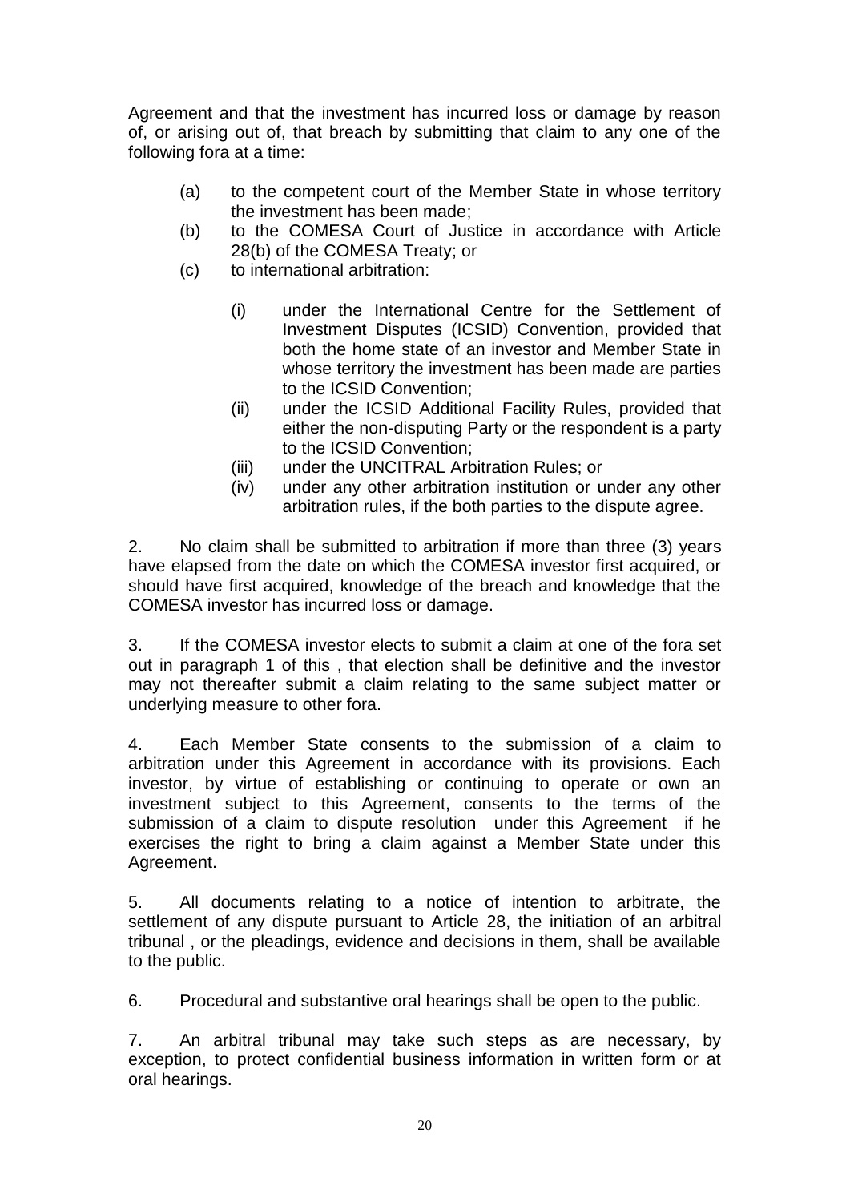Agreement and that the investment has incurred loss or damage by reason of, or arising out of, that breach by submitting that claim to any one of the following fora at a time:

(a) to the competent court of the Member State in whose territory the investment has been made;

(b) to the COMESA Court of Justice in accordance with Article 28(b) of the COMESA Treaty; or

(c) to international arbitration:

   (i) under the International Centre for the Settlement of Investment Disputes (ICSID) Convention, provided that both the home state of an investor and Member State in whose territory the investment has been made are parties to the ICSID Convention;

   (ii) under the ICSID Additional Facility Rules, provided that either the non-disputing Party or the respondent is a party to the ICSID Convention;

   (iii) under the UNCITRAL Arbitration Rules; or

   (iv) under any other arbitration institution or under any other arbitration rules, if the both parties to the dispute agree.

2. No claim shall be submitted to arbitration if more than three (3) years have elapsed from the date on which the COMESA investor first acquired, or should have first acquired, knowledge of the breach and knowledge that the COMESA investor has incurred loss or damage.

3. If the COMESA investor elects to submit a claim at one of the fora set out in paragraph 1 of this , that election shall be definitive and the investor may not thereafter submit a claim relating to the same subject matter or underlying measure to other fora.

4. Each Member State consents to the submission of a claim to arbitration under this Agreement in accordance with its provisions. Each investor, by virtue of establishing or continuing to operate or own an investment subject to this Agreement, consents to the terms of the submission of a claim to dispute resolution under this Agreement if he exercises the right to bring a claim against a Member State under this Agreement.

5. All documents relating to a notice of intention to arbitrate, the settlement of any dispute pursuant to Article 28, the initiation of an arbitral tribunal , or the pleadings, evidence and decisions in them, shall be available to the public.

6. Procedural and substantive oral hearings shall be open to the public.

7. An arbitral tribunal may take such steps as are necessary, by exception, to protect confidential business information in written form or at oral hearings.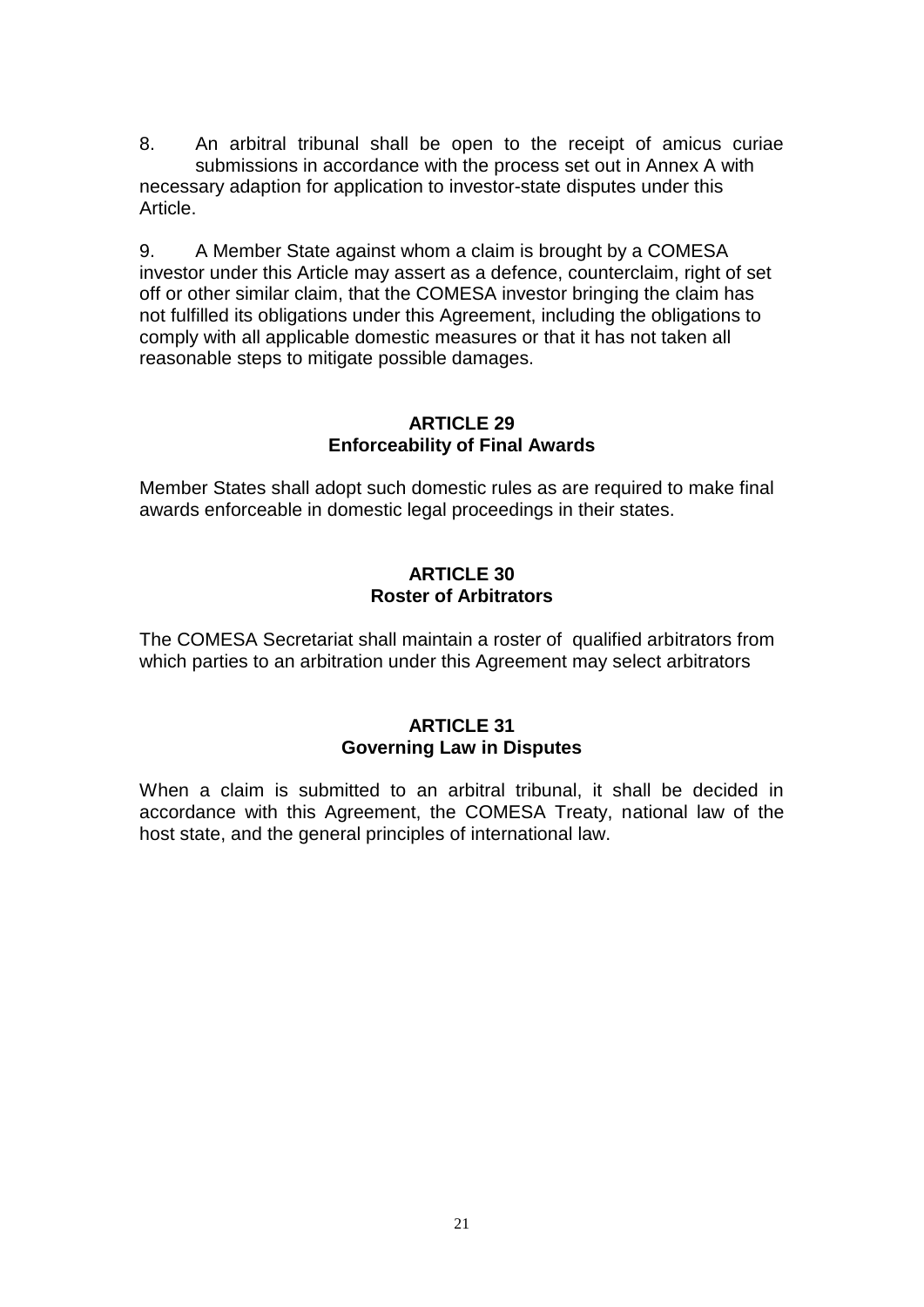8. An arbitral tribunal shall be open to the receipt of amicus curiae submissions in accordance with the process set out in Annex A with necessary adaption for application to investor-state disputes under this Article.

9. A Member State against whom a claim is brought by a COMESA investor under this Article may assert as a defence, counterclaim, right of set off or other similar claim, that the COMESA investor bringing the claim has not fulfilled its obligations under this Agreement, including the obligations to comply with all applicable domestic measures or that it has not taken all reasonable steps to mitigate possible damages.

## ARTICLE 29
## Enforceability of Final Awards

Member States shall adopt such domestic rules as are required to make final awards enforceable in domestic legal proceedings in their states.

## ARTICLE 30
## Roster of Arbitrators

The COMESA Secretariat shall maintain a roster of qualified arbitrators from which parties to an arbitration under this Agreement may select arbitrators

## ARTICLE 31
## Governing Law in Disputes

When a claim is submitted to an arbitral tribunal, it shall be decided in accordance with this Agreement, the COMESA Treaty, national law of the host state, and the general principles of international law.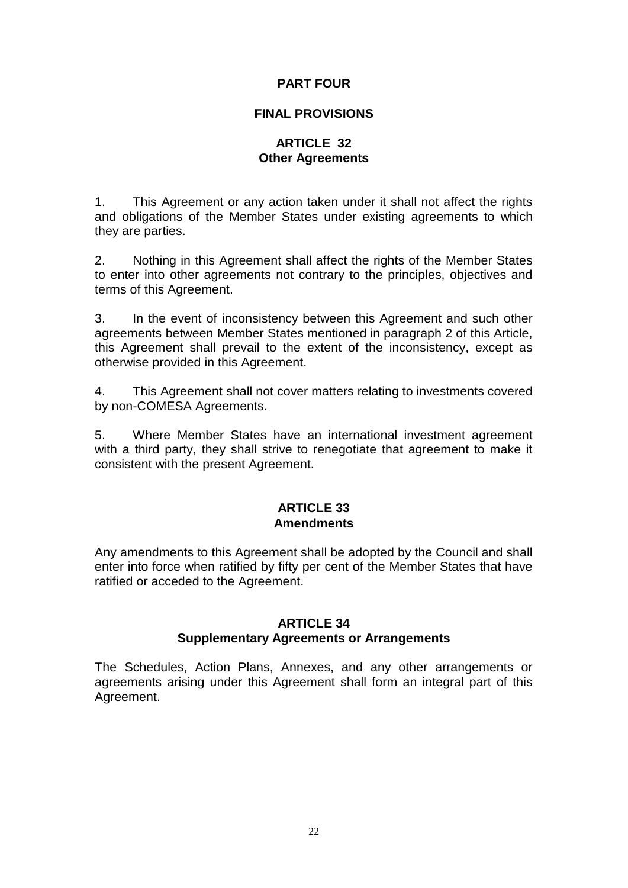# PART FOUR

# FINAL PROVISIONS

## ARTICLE 32
## Other Agreements

1. This Agreement or any action taken under it shall not affect the rights and obligations of the Member States under existing agreements to which they are parties.

2. Nothing in this Agreement shall affect the rights of the Member States to enter into other agreements not contrary to the principles, objectives and terms of this Agreement.

3. In the event of inconsistency between this Agreement and such other agreements between Member States mentioned in paragraph 2 of this Article, this Agreement shall prevail to the extent of the inconsistency, except as otherwise provided in this Agreement.

4. This Agreement shall not cover matters relating to investments covered by non-COMESA Agreements.

5. Where Member States have an international investment agreement with a third party, they shall strive to renegotiate that agreement to make it consistent with the present Agreement.

## ARTICLE 33
## Amendments

Any amendments to this Agreement shall be adopted by the Council and shall enter into force when ratified by fifty per cent of the Member States that have ratified or acceded to the Agreement.

## ARTICLE 34
## Supplementary Agreements or Arrangements

The Schedules, Action Plans, Annexes, and any other arrangements or agreements arising under this Agreement shall form an integral part of this Agreement.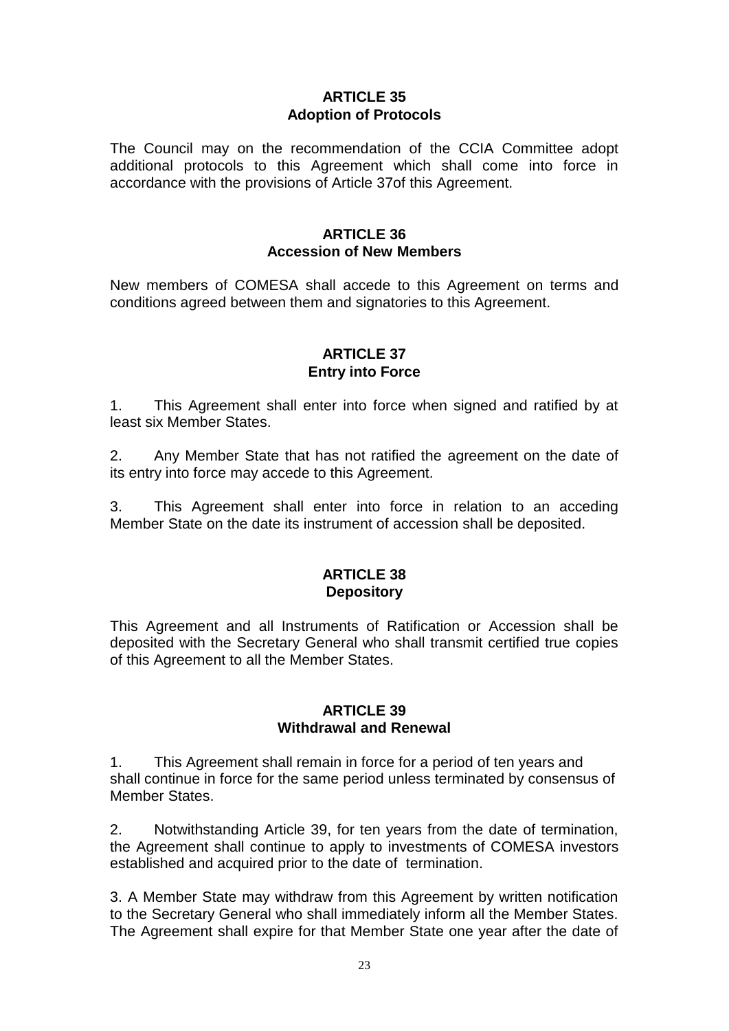## ARTICLE 35
## Adoption of Protocols

The Council may on the recommendation of the CCIA Committee adopt additional protocols to this Agreement which shall come into force in accordance with the provisions of Article 37of this Agreement.

## ARTICLE 36
## Accession of New Members

New members of COMESA shall accede to this Agreement on terms and conditions agreed between them and signatories to this Agreement.

## ARTICLE 37
## Entry into Force

1. This Agreement shall enter into force when signed and ratified by at least six Member States.

2. Any Member State that has not ratified the agreement on the date of its entry into force may accede to this Agreement.

3. This Agreement shall enter into force in relation to an acceding Member State on the date its instrument of accession shall be deposited.

## ARTICLE 38
## Depository

This Agreement and all Instruments of Ratification or Accession shall be deposited with the Secretary General who shall transmit certified true copies of this Agreement to all the Member States.

## ARTICLE 39
## Withdrawal and Renewal

1. This Agreement shall remain in force for a period of ten years and shall continue in force for the same period unless terminated by consensus of Member States.

2. Notwithstanding Article 39, for ten years from the date of termination, the Agreement shall continue to apply to investments of COMESA investors established and acquired prior to the date of termination.

3. A Member State may withdraw from this Agreement by written notification to the Secretary General who shall immediately inform all the Member States. The Agreement shall expire for that Member State one year after the date of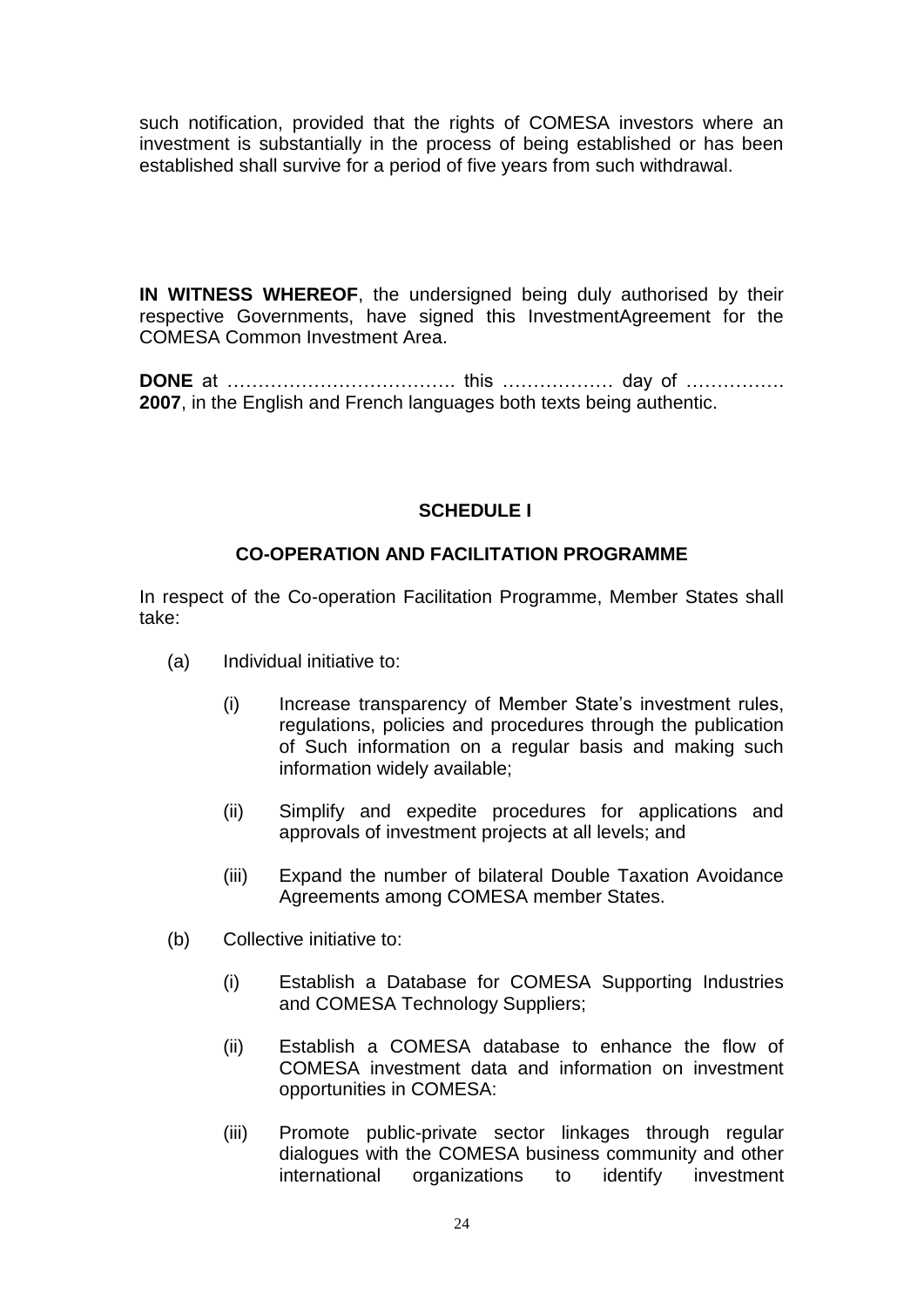such notification, provided that the rights of COMESA investors where an investment is substantially in the process of being established or has been established shall survive for a period of five years from such withdrawal.

**IN WITNESS WHEREOF**, the undersigned being duly authorised by their respective Governments, have signed this InvestmentAgreement for the COMESA Common Investment Area.

**DONE** at ………………………………. this ……………… day of ……………. **2007**, in the English and French languages both texts being authentic.

## SCHEDULE I

### CO-OPERATION AND FACILITATION PROGRAMME

In respect of the Co-operation Facilitation Programme, Member States shall take:

(a) Individual initiative to:

  (i) Increase transparency of Member State's investment rules, regulations, policies and procedures through the publication of Such information on a regular basis and making such information widely available;

  (ii) Simplify and expedite procedures for applications and approvals of investment projects at all levels; and

  (iii) Expand the number of bilateral Double Taxation Avoidance Agreements among COMESA member States.

(b) Collective initiative to:

  (i) Establish a Database for COMESA Supporting Industries and COMESA Technology Suppliers;

  (ii) Establish a COMESA database to enhance the flow of COMESA investment data and information on investment opportunities in COMESA:

  (iii) Promote public-private sector linkages through regular dialogues with the COMESA business community and other international organizations to identify investment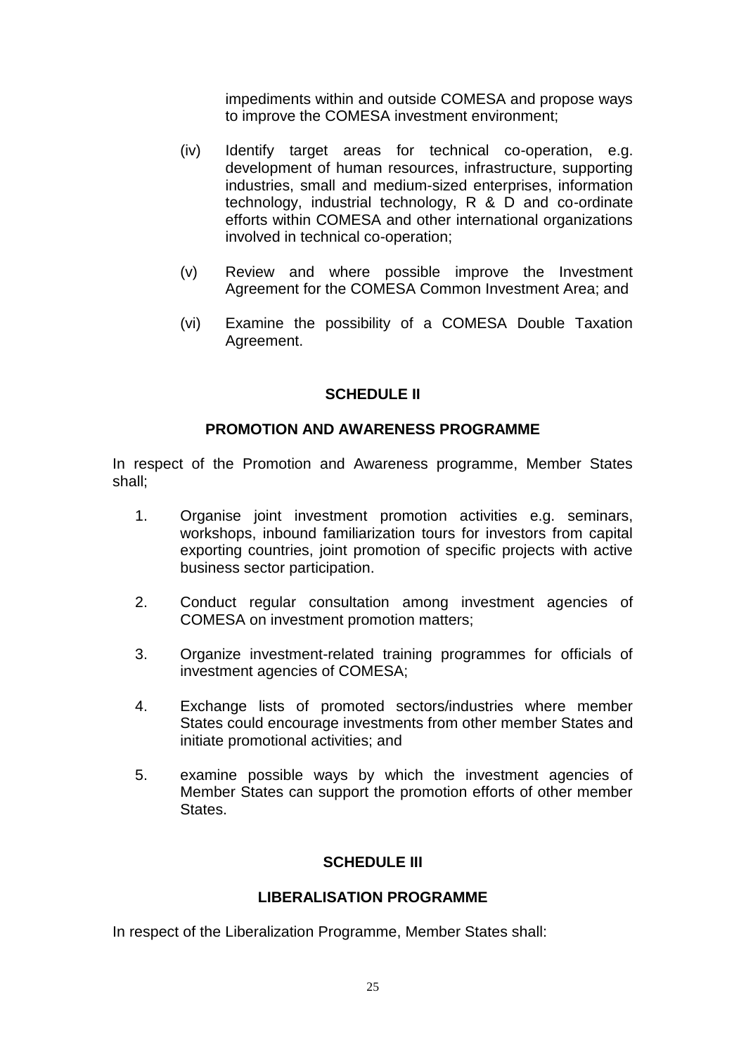impediments within and outside COMESA and propose ways to improve the COMESA investment environment;

(iv) Identify target areas for technical co-operation, e.g. development of human resources, infrastructure, supporting industries, small and medium-sized enterprises, information technology, industrial technology, R & D and co-ordinate efforts within COMESA and other international organizations involved in technical co-operation;

(v) Review and where possible improve the Investment Agreement for the COMESA Common Investment Area; and

(vi) Examine the possibility of a COMESA Double Taxation Agreement.

## SCHEDULE II

## PROMOTION AND AWARENESS PROGRAMME

In respect of the Promotion and Awareness programme, Member States shall;

1. Organise joint investment promotion activities e.g. seminars, workshops, inbound familiarization tours for investors from capital exporting countries, joint promotion of specific projects with active business sector participation.

2. Conduct regular consultation among investment agencies of COMESA on investment promotion matters;

3. Organize investment-related training programmes for officials of investment agencies of COMESA;

4. Exchange lists of promoted sectors/industries where member States could encourage investments from other member States and initiate promotional activities; and

5. examine possible ways by which the investment agencies of Member States can support the promotion efforts of other member States.

## SCHEDULE III

## LIBERALISATION PROGRAMME

In respect of the Liberalization Programme, Member States shall: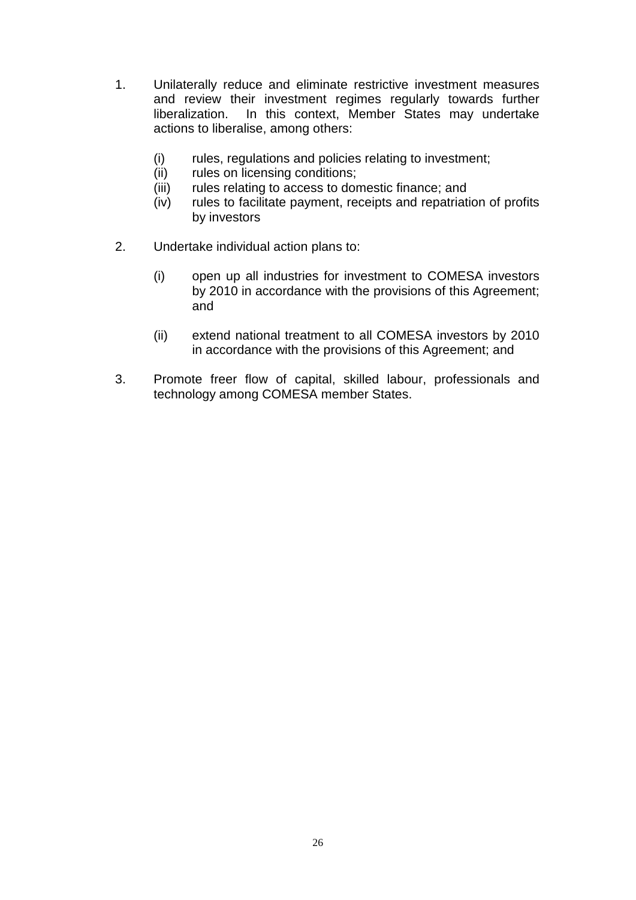1. Unilaterally reduce and eliminate restrictive investment measures and review their investment regimes regularly towards further liberalization. In this context, Member States may undertake actions to liberalise, among others:

   (i) rules, regulations and policies relating to investment;
   (ii) rules on licensing conditions;
   (iii) rules relating to access to domestic finance; and
   (iv) rules to facilitate payment, receipts and repatriation of profits by investors

2. Undertake individual action plans to:

   (i) open up all industries for investment to COMESA investors by 2010 in accordance with the provisions of this Agreement; and

   (ii) extend national treatment to all COMESA investors by 2010 in accordance with the provisions of this Agreement; and

3. Promote freer flow of capital, skilled labour, professionals and technology among COMESA member States.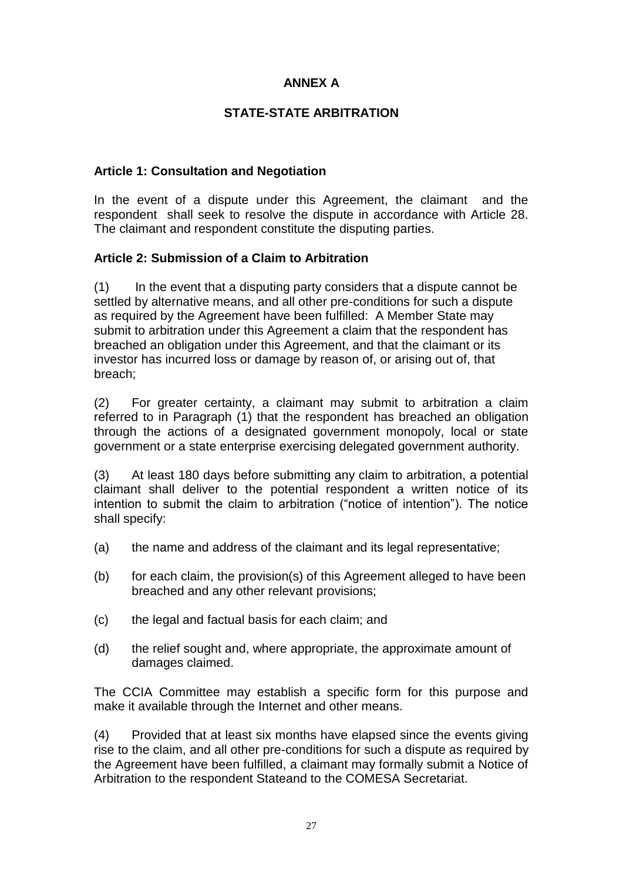# ANNEX A

## STATE-STATE ARBITRATION

### Article 1: Consultation and Negotiation

In the event of a dispute under this Agreement, the claimant and the respondent shall seek to resolve the dispute in accordance with Article 28. The claimant and respondent constitute the disputing parties.

### Article 2: Submission of a Claim to Arbitration

(1) In the event that a disputing party considers that a dispute cannot be settled by alternative means, and all other pre-conditions for such a dispute as required by the Agreement have been fulfilled: A Member State may submit to arbitration under this Agreement a claim that the respondent has breached an obligation under this Agreement, and that the claimant or its investor has incurred loss or damage by reason of, or arising out of, that breach;

(2) For greater certainty, a claimant may submit to arbitration a claim referred to in Paragraph (1) that the respondent has breached an obligation through the actions of a designated government monopoly, local or state government or a state enterprise exercising delegated government authority.

(3) At least 180 days before submitting any claim to arbitration, a potential claimant shall deliver to the potential respondent a written notice of its intention to submit the claim to arbitration ("notice of intention"). The notice shall specify:

(a) the name and address of the claimant and its legal representative;

(b) for each claim, the provision(s) of this Agreement alleged to have been breached and any other relevant provisions;

(c) the legal and factual basis for each claim; and

(d) the relief sought and, where appropriate, the approximate amount of damages claimed.

The CCIA Committee may establish a specific form for this purpose and make it available through the Internet and other means.

(4) Provided that at least six months have elapsed since the events giving rise to the claim, and all other pre-conditions for such a dispute as required by the Agreement have been fulfilled, a claimant may formally submit a Notice of Arbitration to the respondent Stateand to the COMESA Secretariat.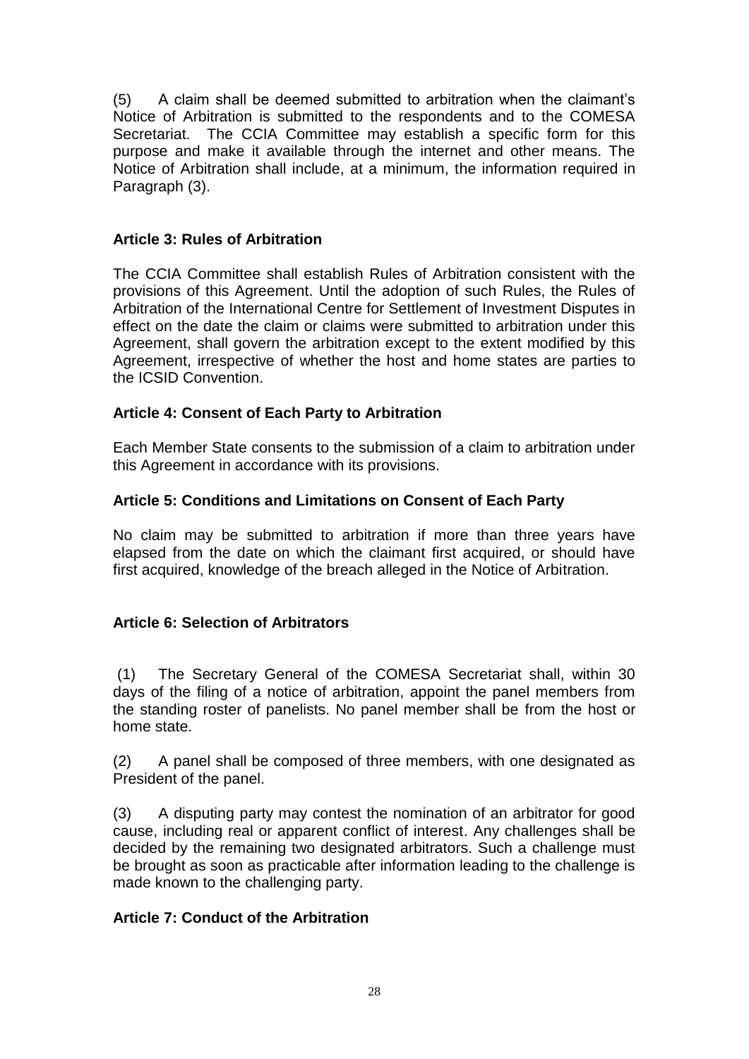(5) A claim shall be deemed submitted to arbitration when the claimant's Notice of Arbitration is submitted to the respondents and to the COMESA Secretariat. The CCIA Committee may establish a specific form for this purpose and make it available through the internet and other means. The Notice of Arbitration shall include, at a minimum, the information required in Paragraph (3).

### Article 3: Rules of Arbitration

The CCIA Committee shall establish Rules of Arbitration consistent with the provisions of this Agreement. Until the adoption of such Rules, the Rules of Arbitration of the International Centre for Settlement of Investment Disputes in effect on the date the claim or claims were submitted to arbitration under this Agreement, shall govern the arbitration except to the extent modified by this Agreement, irrespective of whether the host and home states are parties to the ICSID Convention.

### Article 4: Consent of Each Party to Arbitration

Each Member State consents to the submission of a claim to arbitration under this Agreement in accordance with its provisions.

### Article 5: Conditions and Limitations on Consent of Each Party

No claim may be submitted to arbitration if more than three years have elapsed from the date on which the claimant first acquired, or should have first acquired, knowledge of the breach alleged in the Notice of Arbitration.

### Article 6: Selection of Arbitrators

(1) The Secretary General of the COMESA Secretariat shall, within 30 days of the filing of a notice of arbitration, appoint the panel members from the standing roster of panelists. No panel member shall be from the host or home state.

(2) A panel shall be composed of three members, with one designated as President of the panel.

(3) A disputing party may contest the nomination of an arbitrator for good cause, including real or apparent conflict of interest. Any challenges shall be decided by the remaining two designated arbitrators. Such a challenge must be brought as soon as practicable after information leading to the challenge is made known to the challenging party.

### Article 7: Conduct of the Arbitration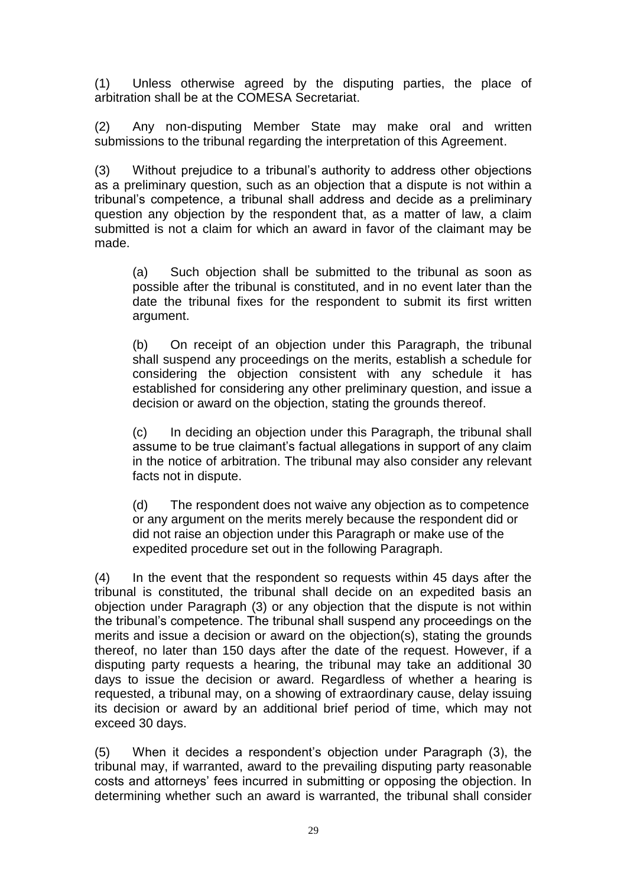(1) Unless otherwise agreed by the disputing parties, the place of arbitration shall be at the COMESA Secretariat.

(2) Any non-disputing Member State may make oral and written submissions to the tribunal regarding the interpretation of this Agreement.

(3) Without prejudice to a tribunal's authority to address other objections as a preliminary question, such as an objection that a dispute is not within a tribunal's competence, a tribunal shall address and decide as a preliminary question any objection by the respondent that, as a matter of law, a claim submitted is not a claim for which an award in favor of the claimant may be made.

> (a) Such objection shall be submitted to the tribunal as soon as possible after the tribunal is constituted, and in no event later than the date the tribunal fixes for the respondent to submit its first written argument.
>
> (b) On receipt of an objection under this Paragraph, the tribunal shall suspend any proceedings on the merits, establish a schedule for considering the objection consistent with any schedule it has established for considering any other preliminary question, and issue a decision or award on the objection, stating the grounds thereof.
>
> (c) In deciding an objection under this Paragraph, the tribunal shall assume to be true claimant's factual allegations in support of any claim in the notice of arbitration. The tribunal may also consider any relevant facts not in dispute.
>
> (d) The respondent does not waive any objection as to competence or any argument on the merits merely because the respondent did or did not raise an objection under this Paragraph or make use of the expedited procedure set out in the following Paragraph.

(4) In the event that the respondent so requests within 45 days after the tribunal is constituted, the tribunal shall decide on an expedited basis an objection under Paragraph (3) or any objection that the dispute is not within the tribunal's competence. The tribunal shall suspend any proceedings on the merits and issue a decision or award on the objection(s), stating the grounds thereof, no later than 150 days after the date of the request. However, if a disputing party requests a hearing, the tribunal may take an additional 30 days to issue the decision or award. Regardless of whether a hearing is requested, a tribunal may, on a showing of extraordinary cause, delay issuing its decision or award by an additional brief period of time, which may not exceed 30 days.

(5) When it decides a respondent's objection under Paragraph (3), the tribunal may, if warranted, award to the prevailing disputing party reasonable costs and attorneys' fees incurred in submitting or opposing the objection. In determining whether such an award is warranted, the tribunal shall consider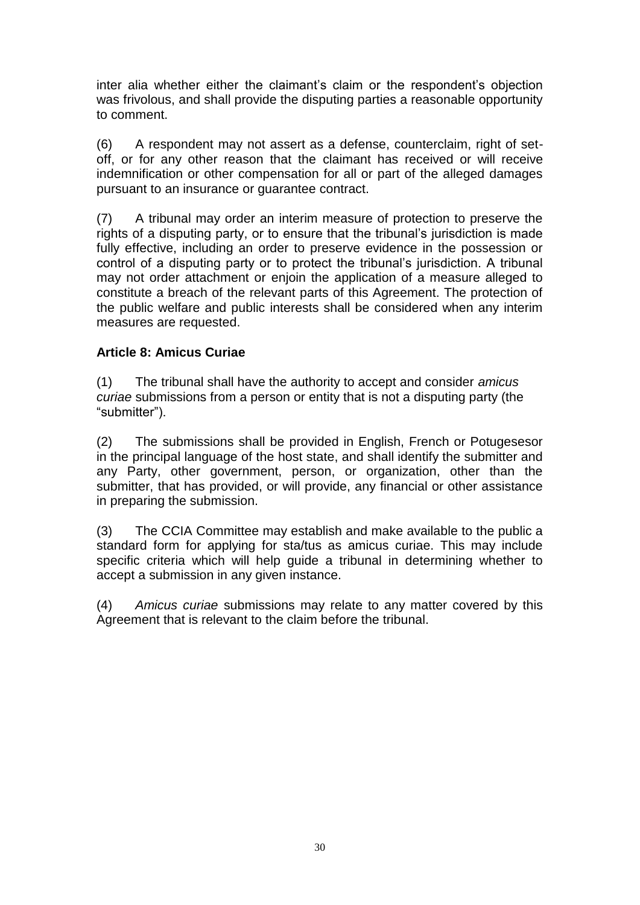inter alia whether either the claimant's claim or the respondent's objection was frivolous, and shall provide the disputing parties a reasonable opportunity to comment.

(6) A respondent may not assert as a defense, counterclaim, right of set-off, or for any other reason that the claimant has received or will receive indemnification or other compensation for all or part of the alleged damages pursuant to an insurance or guarantee contract.

(7) A tribunal may order an interim measure of protection to preserve the rights of a disputing party, or to ensure that the tribunal's jurisdiction is made fully effective, including an order to preserve evidence in the possession or control of a disputing party or to protect the tribunal's jurisdiction. A tribunal may not order attachment or enjoin the application of a measure alleged to constitute a breach of the relevant parts of this Agreement. The protection of the public welfare and public interests shall be considered when any interim measures are requested.

**Article 8: Amicus Curiae**

(1) The tribunal shall have the authority to accept and consider *amicus curiae* submissions from a person or entity that is not a disputing party (the "submitter").

(2) The submissions shall be provided in English, French or Potugesesor in the principal language of the host state, and shall identify the submitter and any Party, other government, person, or organization, other than the submitter, that has provided, or will provide, any financial or other assistance in preparing the submission.

(3) The CCIA Committee may establish and make available to the public a standard form for applying for sta/tus as amicus curiae. This may include specific criteria which will help guide a tribunal in determining whether to accept a submission in any given instance.

(4) *Amicus curiae* submissions may relate to any matter covered by this Agreement that is relevant to the claim before the tribunal.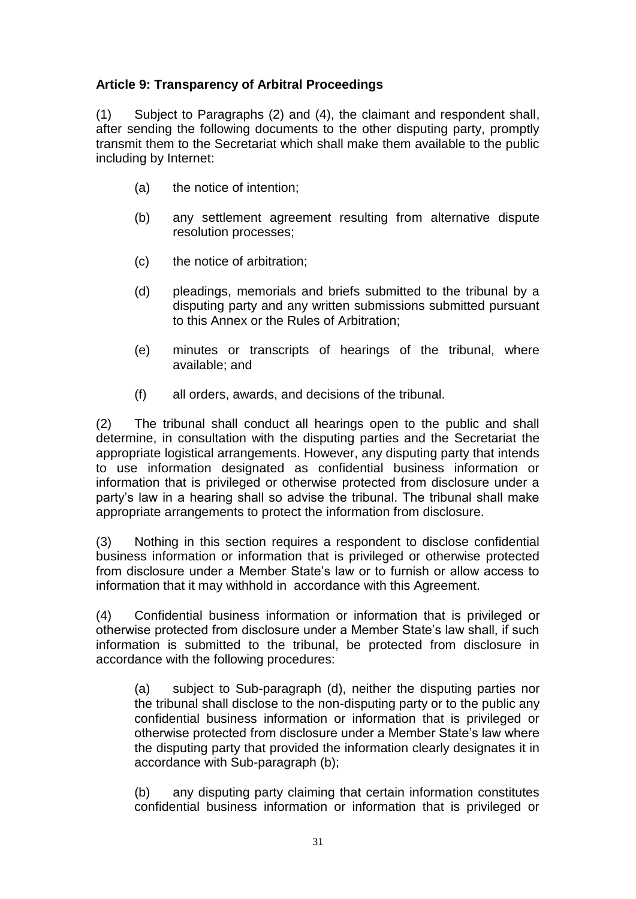**Article 9: Transparency of Arbitral Proceedings**

(1) Subject to Paragraphs (2) and (4), the claimant and respondent shall, after sending the following documents to the other disputing party, promptly transmit them to the Secretariat which shall make them available to the public including by Internet:

(a) the notice of intention;

(b) any settlement agreement resulting from alternative dispute resolution processes;

(c) the notice of arbitration;

(d) pleadings, memorials and briefs submitted to the tribunal by a disputing party and any written submissions submitted pursuant to this Annex or the Rules of Arbitration;

(e) minutes or transcripts of hearings of the tribunal, where available; and

(f) all orders, awards, and decisions of the tribunal.

(2) The tribunal shall conduct all hearings open to the public and shall determine, in consultation with the disputing parties and the Secretariat the appropriate logistical arrangements. However, any disputing party that intends to use information designated as confidential business information or information that is privileged or otherwise protected from disclosure under a party's law in a hearing shall so advise the tribunal. The tribunal shall make appropriate arrangements to protect the information from disclosure.

(3) Nothing in this section requires a respondent to disclose confidential business information or information that is privileged or otherwise protected from disclosure under a Member State's law or to furnish or allow access to information that it may withhold in accordance with this Agreement.

(4) Confidential business information or information that is privileged or otherwise protected from disclosure under a Member State's law shall, if such information is submitted to the tribunal, be protected from disclosure in accordance with the following procedures:

(a) subject to Sub-paragraph (d), neither the disputing parties nor the tribunal shall disclose to the non-disputing party or to the public any confidential business information or information that is privileged or otherwise protected from disclosure under a Member State's law where the disputing party that provided the information clearly designates it in accordance with Sub-paragraph (b);

(b) any disputing party claiming that certain information constitutes confidential business information or information that is privileged or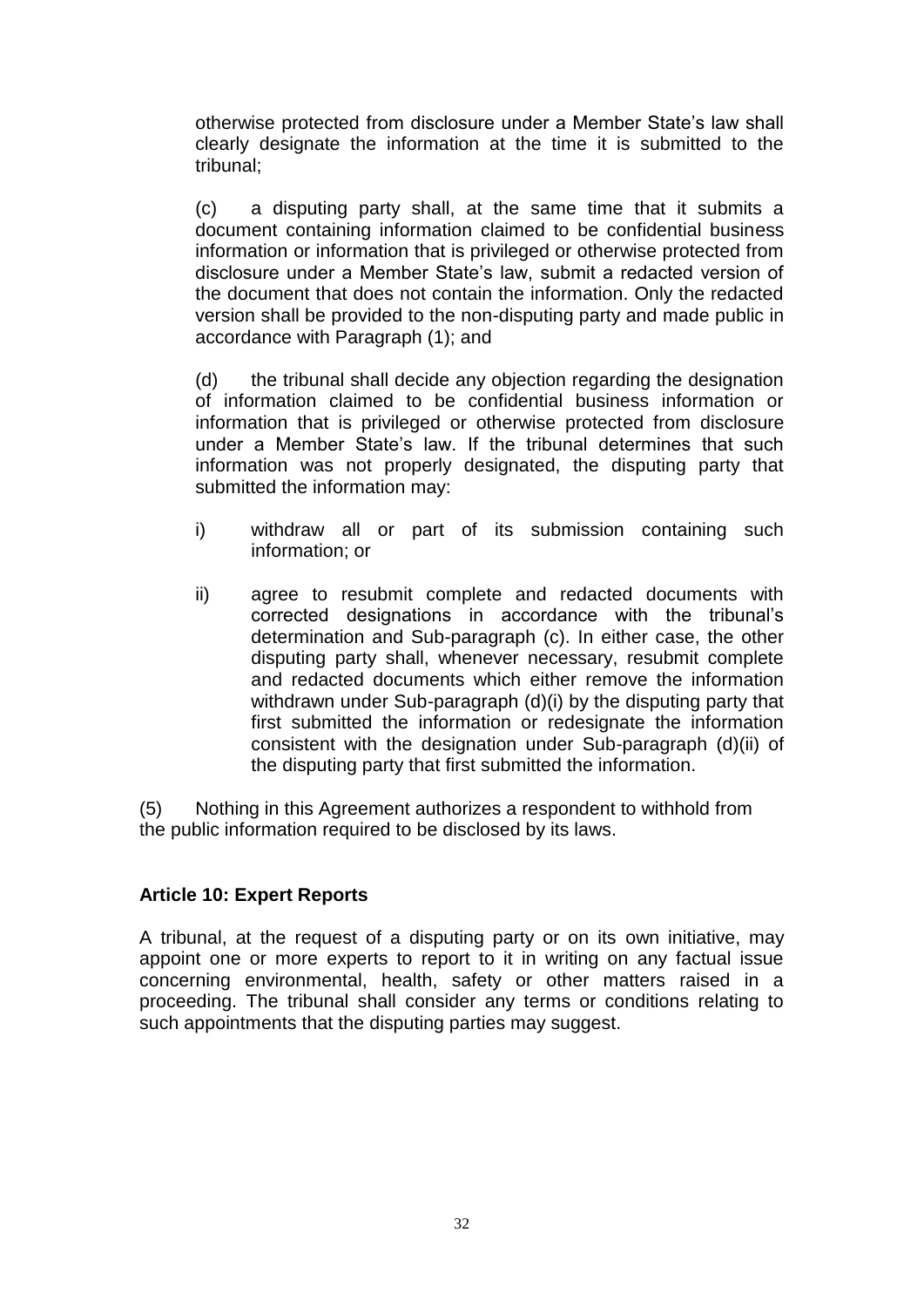otherwise protected from disclosure under a Member State's law shall clearly designate the information at the time it is submitted to the tribunal;

(c) a disputing party shall, at the same time that it submits a document containing information claimed to be confidential business information or information that is privileged or otherwise protected from disclosure under a Member State's law, submit a redacted version of the document that does not contain the information. Only the redacted version shall be provided to the non-disputing party and made public in accordance with Paragraph (1); and

(d) the tribunal shall decide any objection regarding the designation of information claimed to be confidential business information or information that is privileged or otherwise protected from disclosure under a Member State's law. If the tribunal determines that such information was not properly designated, the disputing party that submitted the information may:

i) withdraw all or part of its submission containing such information; or

ii) agree to resubmit complete and redacted documents with corrected designations in accordance with the tribunal's determination and Sub-paragraph (c). In either case, the other disputing party shall, whenever necessary, resubmit complete and redacted documents which either remove the information withdrawn under Sub-paragraph (d)(i) by the disputing party that first submitted the information or redesignate the information consistent with the designation under Sub-paragraph (d)(ii) of the disputing party that first submitted the information.

(5) Nothing in this Agreement authorizes a respondent to withhold from the public information required to be disclosed by its laws.

**Article 10: Expert Reports**

A tribunal, at the request of a disputing party or on its own initiative, may appoint one or more experts to report to it in writing on any factual issue concerning environmental, health, safety or other matters raised in a proceeding. The tribunal shall consider any terms or conditions relating to such appointments that the disputing parties may suggest.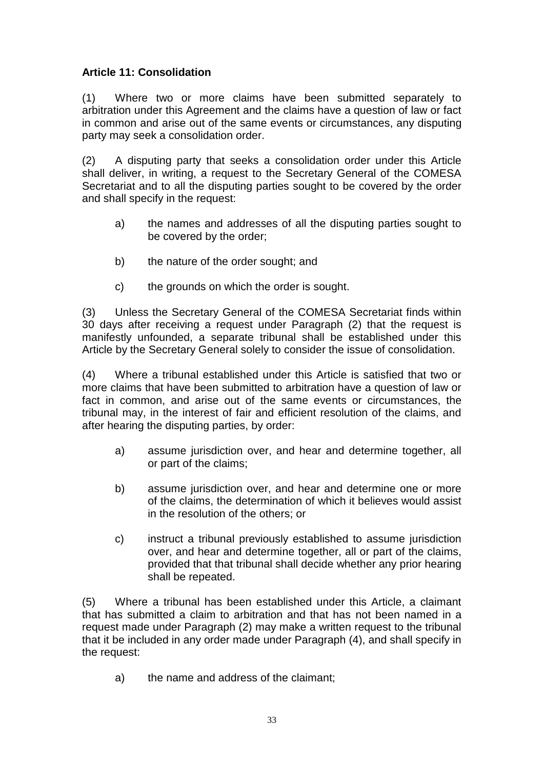**Article 11: Consolidation**

(1) Where two or more claims have been submitted separately to arbitration under this Agreement and the claims have a question of law or fact in common and arise out of the same events or circumstances, any disputing party may seek a consolidation order.

(2) A disputing party that seeks a consolidation order under this Article shall deliver, in writing, a request to the Secretary General of the COMESA Secretariat and to all the disputing parties sought to be covered by the order and shall specify in the request:

- a) the names and addresses of all the disputing parties sought to be covered by the order;
- b) the nature of the order sought; and
- c) the grounds on which the order is sought.

(3) Unless the Secretary General of the COMESA Secretariat finds within 30 days after receiving a request under Paragraph (2) that the request is manifestly unfounded, a separate tribunal shall be established under this Article by the Secretary General solely to consider the issue of consolidation.

(4) Where a tribunal established under this Article is satisfied that two or more claims that have been submitted to arbitration have a question of law or fact in common, and arise out of the same events or circumstances, the tribunal may, in the interest of fair and efficient resolution of the claims, and after hearing the disputing parties, by order:

- a) assume jurisdiction over, and hear and determine together, all or part of the claims;
- b) assume jurisdiction over, and hear and determine one or more of the claims, the determination of which it believes would assist in the resolution of the others; or
- c) instruct a tribunal previously established to assume jurisdiction over, and hear and determine together, all or part of the claims, provided that that tribunal shall decide whether any prior hearing shall be repeated.

(5) Where a tribunal has been established under this Article, a claimant that has submitted a claim to arbitration and that has not been named in a request made under Paragraph (2) may make a written request to the tribunal that it be included in any order made under Paragraph (4), and shall specify in the request:

- a) the name and address of the claimant;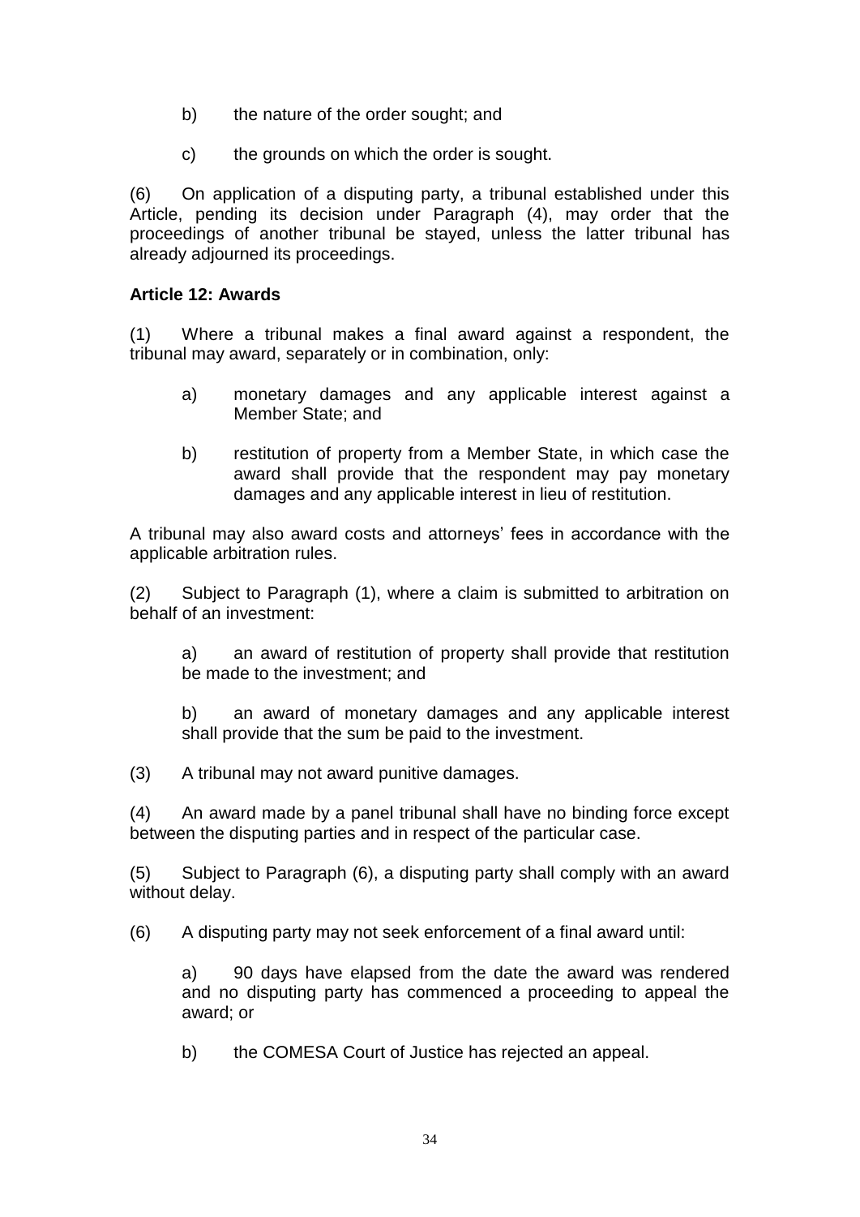b) the nature of the order sought; and

c) the grounds on which the order is sought.

(6) On application of a disputing party, a tribunal established under this Article, pending its decision under Paragraph (4), may order that the proceedings of another tribunal be stayed, unless the latter tribunal has already adjourned its proceedings.

**Article 12: Awards**

(1) Where a tribunal makes a final award against a respondent, the tribunal may award, separately or in combination, only:

a) monetary damages and any applicable interest against a Member State; and

b) restitution of property from a Member State, in which case the award shall provide that the respondent may pay monetary damages and any applicable interest in lieu of restitution.

A tribunal may also award costs and attorneys' fees in accordance with the applicable arbitration rules.

(2) Subject to Paragraph (1), where a claim is submitted to arbitration on behalf of an investment:

a) an award of restitution of property shall provide that restitution be made to the investment; and

b) an award of monetary damages and any applicable interest shall provide that the sum be paid to the investment.

(3) A tribunal may not award punitive damages.

(4) An award made by a panel tribunal shall have no binding force except between the disputing parties and in respect of the particular case.

(5) Subject to Paragraph (6), a disputing party shall comply with an award without delay.

(6) A disputing party may not seek enforcement of a final award until:

a) 90 days have elapsed from the date the award was rendered and no disputing party has commenced a proceeding to appeal the award; or

b) the COMESA Court of Justice has rejected an appeal.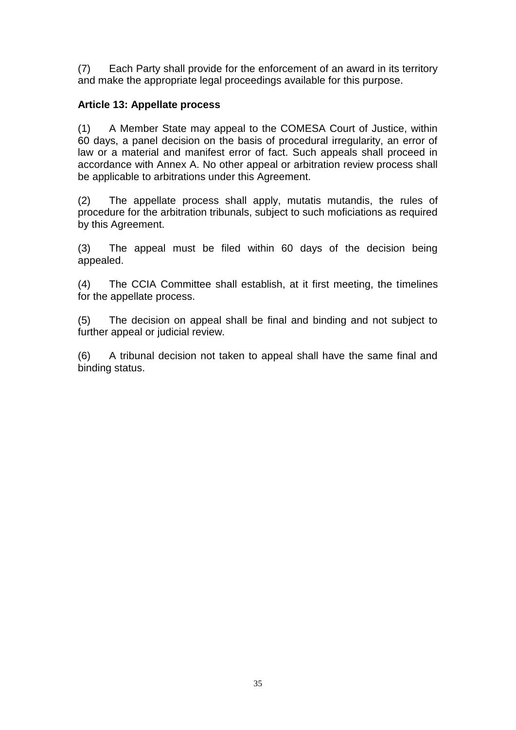(7) Each Party shall provide for the enforcement of an award in its territory and make the appropriate legal proceedings available for this purpose.

**Article 13: Appellate process**

(1) A Member State may appeal to the COMESA Court of Justice, within 60 days, a panel decision on the basis of procedural irregularity, an error of law or a material and manifest error of fact. Such appeals shall proceed in accordance with Annex A. No other appeal or arbitration review process shall be applicable to arbitrations under this Agreement.

(2) The appellate process shall apply, mutatis mutandis, the rules of procedure for the arbitration tribunals, subject to such moficiations as required by this Agreement.

(3) The appeal must be filed within 60 days of the decision being appealed.

(4) The CCIA Committee shall establish, at it first meeting, the timelines for the appellate process.

(5) The decision on appeal shall be final and binding and not subject to further appeal or judicial review.

(6) A tribunal decision not taken to appeal shall have the same final and binding status.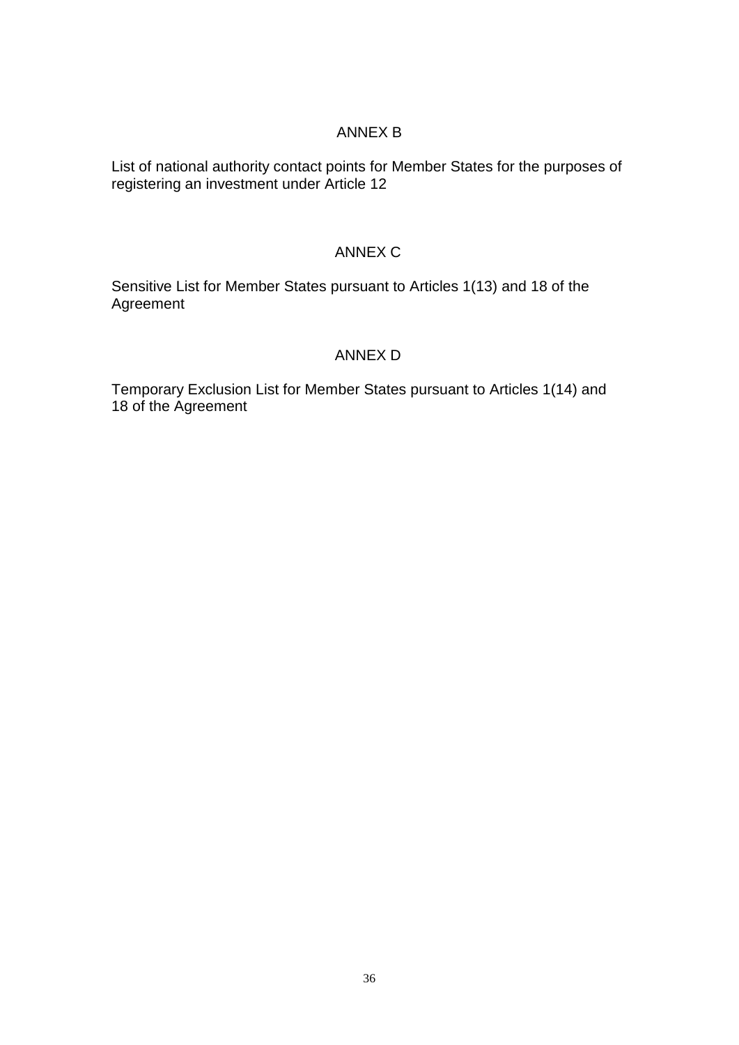## ANNEX B

List of national authority contact points for Member States for the purposes of registering an investment under Article 12

## ANNEX C

Sensitive List for Member States pursuant to Articles 1(13) and 18 of the Agreement

## ANNEX D

Temporary Exclusion List for Member States pursuant to Articles 1(14) and 18 of the Agreement